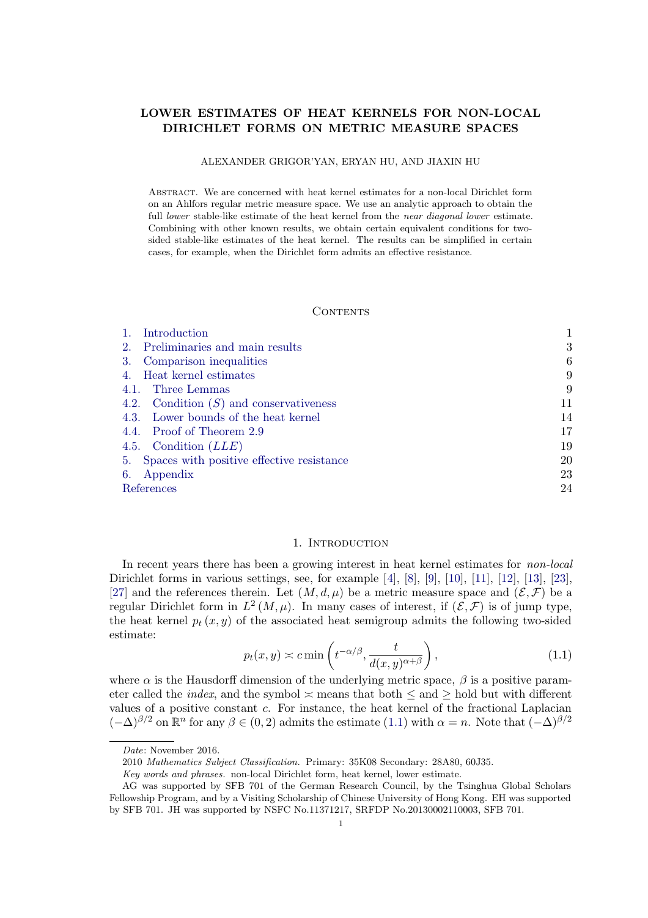# LOWER ESTIMATES OF HEAT KERNELS FOR NON-LOCAL DIRICHLET FORMS ON METRIC MEASURE SPACES

ALEXANDER GRIGOR'YAN, ERYAN HU, AND JIAXIN HU

Abstract. We are concerned with heat kernel estimates for a non-local Dirichlet form on an Ahlfors regular metric measure space. We use an analytic approach to obtain the full *lower* stable-like estimate of the heat kernel from the *near diagonal lower* estimate. Combining with other known results, we obtain certain equivalent conditions for two-sided stable-like estimates of the heat kernel. The results can be simplified in certain cases, for example, when the Dirichlet form admits an effective resistance.

## Contents

1. Introduction — 1
2. Preliminaries and main results — 3
3. Comparison inequalities — 6
4. Heat kernel estimates — 9
   - 4.1. Three Lemmas — 9
   - 4.2. Condition $(S)$ and conservativeness — 11
   - 4.3. Lower bounds of the heat kernel — 14
   - 4.4. Proof of Theorem 2.9 — 17
   - 4.5. Condition $(LLE)$ — 19
5. Spaces with positive effective resistance — 20
6. Appendix — 23

References — 24

## 1. Introduction

In recent years there has been a growing interest in heat kernel estimates for *non-local* Dirichlet forms in various settings, see, for example [4], [8], [9], [10], [11], [12], [13], [23], [27] and the references therein. Let $(M, d, \mu)$ be a metric measure space and $(\mathcal{E}, \mathcal{F})$ be a regular Dirichlet form in $L^2(M, \mu)$. In many cases of interest, if $(\mathcal{E}, \mathcal{F})$ is of jump type, the heat kernel $p_t(x, y)$ of the associated heat semigroup admits the following two-sided estimate:

$$p_t(x,y) \asymp c \min\left(t^{-\alpha/\beta}, \frac{t}{d(x,y)^{\alpha+\beta}}\right), \tag{1.1}$$

where $\alpha$ is the Hausdorff dimension of the underlying metric space, $\beta$ is a positive parameter called the *index*, and the symbol $\asymp$ means that both $\leq$ and $\geq$ hold but with different values of a positive constant $c$. For instance, the heat kernel of the fractional Laplacian $(-\Delta)^{\beta/2}$ on $\mathbb{R}^n$ for any $\beta \in (0, 2)$ admits the estimate (1.1) with $\alpha = n$. Note that $(-\Delta)^{\beta/2}$

---

*Date*: November 2016.

2010 *Mathematics Subject Classification.* Primary: 35K08 Secondary: 28A80, 60J35.

*Key words and phrases.* non-local Dirichlet form, heat kernel, lower estimate.

AG was supported by SFB 701 of the German Research Council, by the Tsinghua Global Scholars Fellowship Program, and by a Visiting Scholarship of Chinese University of Hong Kong. EH was supported by SFB 701. JH was supported by NSFC No.11371217, SRFDP No.20130002110003, SFB 701.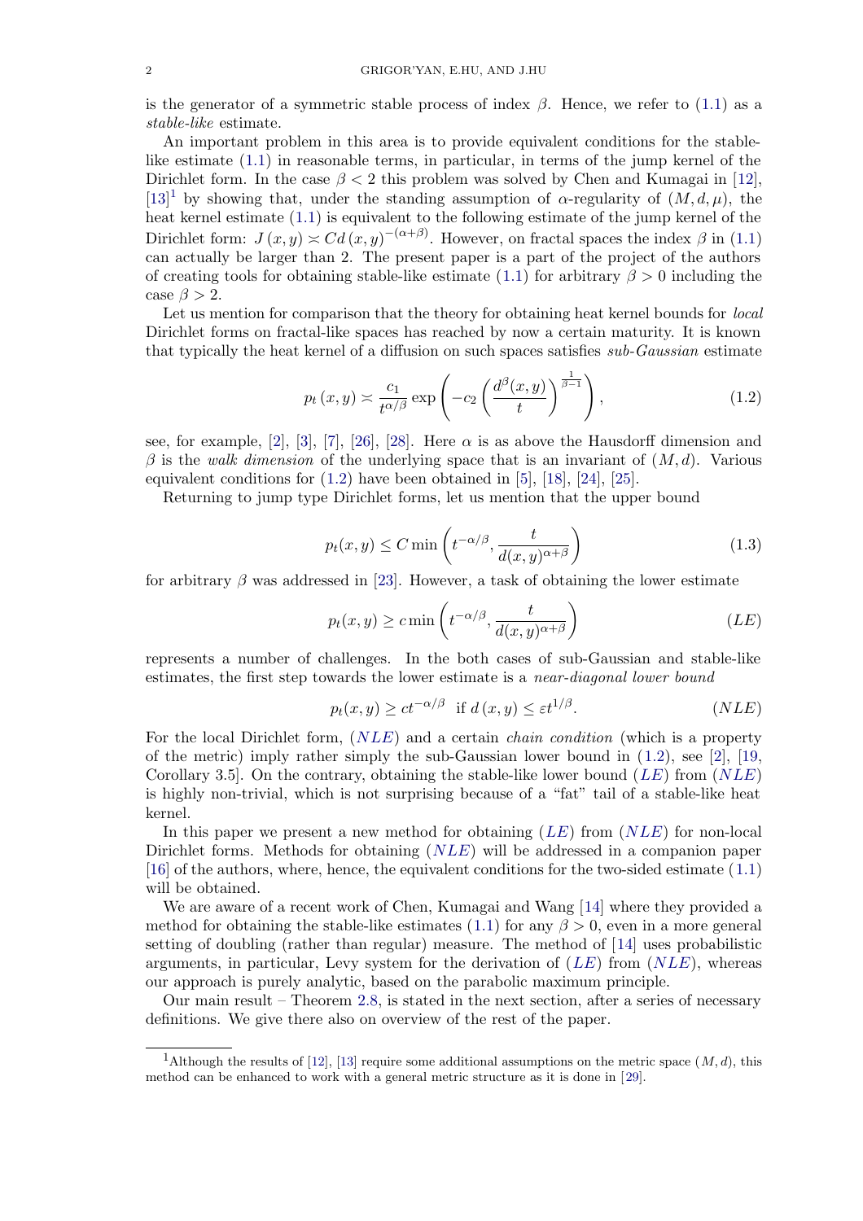is the generator of a symmetric stable process of index $\beta$. Hence, we refer to (1.1) as a *stable-like* estimate.

An important problem in this area is to provide equivalent conditions for the stable-like estimate (1.1) in reasonable terms, in particular, in terms of the jump kernel of the Dirichlet form. In the case $\beta < 2$ this problem was solved by Chen and Kumagai in [12], [13][1] by showing that, under the standing assumption of $\alpha$-regularity of $(M, d, \mu)$, the heat kernel estimate (1.1) is equivalent to the following estimate of the jump kernel of the Dirichlet form: $J(x, y) \asymp Cd(x, y)^{-(\alpha+\beta)}$. However, on fractal spaces the index $\beta$ in (1.1) can actually be larger than 2. The present paper is a part of the project of the authors of creating tools for obtaining stable-like estimate (1.1) for arbitrary $\beta > 0$ including the case $\beta > 2$.

Let us mention for comparison that the theory for obtaining heat kernel bounds for *local* Dirichlet forms on fractal-like spaces has reached by now a certain maturity. It is known that typically the heat kernel of a diffusion on such spaces satisfies *sub-Gaussian* estimate

$$p_t(x, y) \asymp \frac{c_1}{t^{\alpha/\beta}} \exp\left(-c_2 \left(\frac{d^\beta(x, y)}{t}\right)^{\frac{1}{\beta-1}}\right), \tag{1.2}$$

see, for example, [2], [3], [7], [26], [28]. Here $\alpha$ is as above the Hausdorff dimension and $\beta$ is the *walk dimension* of the underlying space that is an invariant of $(M, d)$. Various equivalent conditions for (1.2) have been obtained in [5], [18], [24], [25].

Returning to jump type Dirichlet forms, let us mention that the upper bound

$$p_t(x, y) \leq C \min\left(t^{-\alpha/\beta}, \frac{t}{d(x, y)^{\alpha+\beta}}\right) \tag{1.3}$$

for arbitrary $\beta$ was addressed in [23]. However, a task of obtaining the lower estimate

$$p_t(x, y) \geq c \min\left(t^{-\alpha/\beta}, \frac{t}{d(x, y)^{\alpha+\beta}}\right) \tag{$LE$}$$

represents a number of challenges. In the both cases of sub-Gaussian and stable-like estimates, the first step towards the lower estimate is a *near-diagonal lower bound*

$$p_t(x, y) \geq ct^{-\alpha/\beta} \text{ if } d(x, y) \leq \varepsilon t^{1/\beta}. \tag{$NLE$}$$

For the local Dirichlet form, ($NLE$) and a certain *chain condition* (which is a property of the metric) imply rather simply the sub-Gaussian lower bound in (1.2), see [2], [19, Corollary 3.5]. On the contrary, obtaining the stable-like lower bound ($LE$) from ($NLE$) is highly non-trivial, which is not surprising because of a "fat" tail of a stable-like heat kernel.

In this paper we present a new method for obtaining ($LE$) from ($NLE$) for non-local Dirichlet forms. Methods for obtaining ($NLE$) will be addressed in a companion paper [16] of the authors, where, hence, the equivalent conditions for the two-sided estimate (1.1) will be obtained.

We are aware of a recent work of Chen, Kumagai and Wang [14] where they provided a method for obtaining the stable-like estimates (1.1) for any $\beta > 0$, even in a more general setting of doubling (rather than regular) measure. The method of [14] uses probabilistic arguments, in particular, Levy system for the derivation of ($LE$) from ($NLE$), whereas our approach is purely analytic, based on the parabolic maximum principle.

Our main result – Theorem 2.8, is stated in the next section, after a series of necessary definitions. We give there also on overview of the rest of the paper.

---

[1] Although the results of [12], [13] require some additional assumptions on the metric space $(M, d)$, this method can be enhanced to work with a general metric structure as it is done in [29].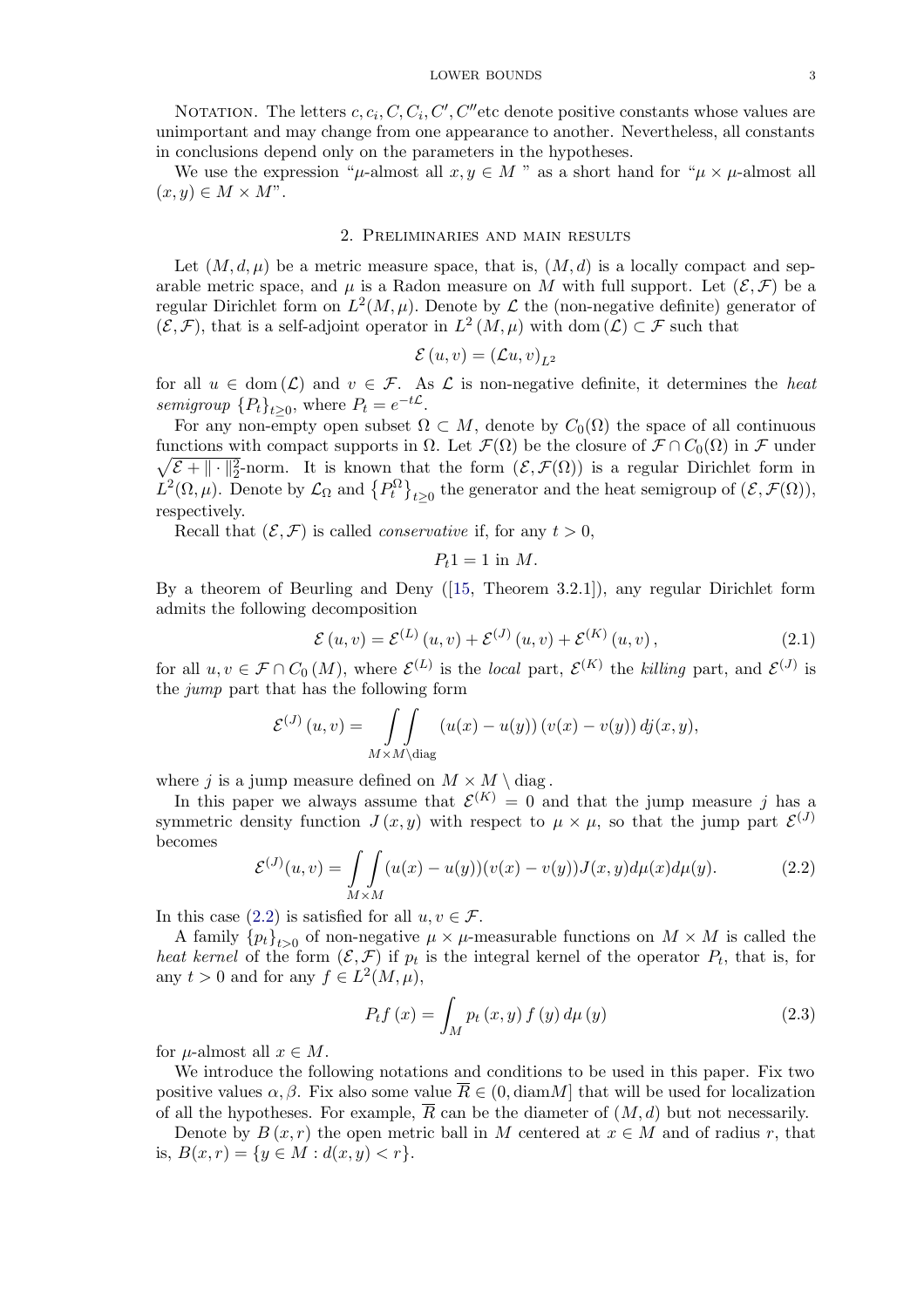Notation. The letters $c, c_i, C, C_i, C', C''$etc denote positive constants whose values are unimportant and may change from one appearance to another. Nevertheless, all constants in conclusions depend only on the parameters in the hypotheses.

We use the expression "$\mu$-almost all $x, y \in M$ " as a short hand for "$\mu \times \mu$-almost all $(x, y) \in M \times M$".

## 2. Preliminaries and main results

Let $(M, d, \mu)$ be a metric measure space, that is, $(M, d)$ is a locally compact and separable metric space, and $\mu$ is a Radon measure on $M$ with full support. Let $(\mathcal{E}, \mathcal{F})$ be a regular Dirichlet form on $L^2(M, \mu)$. Denote by $\mathcal{L}$ the (non-negative definite) generator of $(\mathcal{E}, \mathcal{F})$, that is a self-adjoint operator in $L^2(M, \mu)$ with $\operatorname{dom}(\mathcal{L}) \subset \mathcal{F}$ such that

$$\mathcal{E}(u, v) = (\mathcal{L}u, v)_{L^2}$$

for all $u \in \operatorname{dom}(\mathcal{L})$ and $v \in \mathcal{F}$. As $\mathcal{L}$ is non-negative definite, it determines the *heat semigroup* $\{P_t\}_{t \geq 0}$, where $P_t = e^{-t\mathcal{L}}$.

For any non-empty open subset $\Omega \subset M$, denote by $C_0(\Omega)$ the space of all continuous functions with compact supports in $\Omega$. Let $\mathcal{F}(\Omega)$ be the closure of $\mathcal{F} \cap C_0(\Omega)$ in $\mathcal{F}$ under $\sqrt{\mathcal{E} + \|\cdot\|_2^2}$-norm. It is known that the form $(\mathcal{E}, \mathcal{F}(\Omega))$ is a regular Dirichlet form in $L^2(\Omega, \mu)$. Denote by $\mathcal{L}_\Omega$ and $\{P_t^\Omega\}_{t \geq 0}$ the generator and the heat semigroup of $(\mathcal{E}, \mathcal{F}(\Omega))$, respectively.

Recall that $(\mathcal{E}, \mathcal{F})$ is called *conservative* if, for any $t > 0$,

$$P_t 1 = 1 \text{ in } M.$$

By a theorem of Beurling and Deny ([15, Theorem 3.2.1]), any regular Dirichlet form admits the following decomposition

$$\mathcal{E}(u, v) = \mathcal{E}^{(L)}(u, v) + \mathcal{E}^{(J)}(u, v) + \mathcal{E}^{(K)}(u, v), \tag{2.1}$$

for all $u, v \in \mathcal{F} \cap C_0(M)$, where $\mathcal{E}^{(L)}$ is the *local* part, $\mathcal{E}^{(K)}$ the *killing* part, and $\mathcal{E}^{(J)}$ is the *jump* part that has the following form

$$\mathcal{E}^{(J)}(u, v) = \iint\limits_{M \times M \setminus \operatorname{diag}} (u(x) - u(y))(v(x) - v(y))\, dj(x, y),$$

where $j$ is a jump measure defined on $M \times M \setminus \operatorname{diag}$.

In this paper we always assume that $\mathcal{E}^{(K)} = 0$ and that the jump measure $j$ has a symmetric density function $J(x, y)$ with respect to $\mu \times \mu$, so that the jump part $\mathcal{E}^{(J)}$ becomes

$$\mathcal{E}^{(J)}(u, v) = \iint\limits_{M \times M} (u(x) - u(y))(v(x) - v(y)) J(x, y)\, d\mu(x) d\mu(y). \tag{2.2}$$

In this case (2.2) is satisfied for all $u, v \in \mathcal{F}$.

A family $\{p_t\}_{t > 0}$ of non-negative $\mu \times \mu$-measurable functions on $M \times M$ is called the *heat kernel* of the form $(\mathcal{E}, \mathcal{F})$ if $p_t$ is the integral kernel of the operator $P_t$, that is, for any $t > 0$ and for any $f \in L^2(M, \mu)$,

$$P_t f(x) = \int_M p_t(x, y) f(y)\, d\mu(y) \tag{2.3}$$

for $\mu$-almost all $x \in M$.

We introduce the following notations and conditions to be used in this paper. Fix two positive values $\alpha, \beta$. Fix also some value $\overline{R} \in (0, \operatorname{diam} M]$ that will be used for localization of all the hypotheses. For example, $\overline{R}$ can be the diameter of $(M, d)$ but not necessarily.

Denote by $B(x, r)$ the open metric ball in $M$ centered at $x \in M$ and of radius $r$, that is, $B(x, r) = \{y \in M : d(x, y) < r\}$.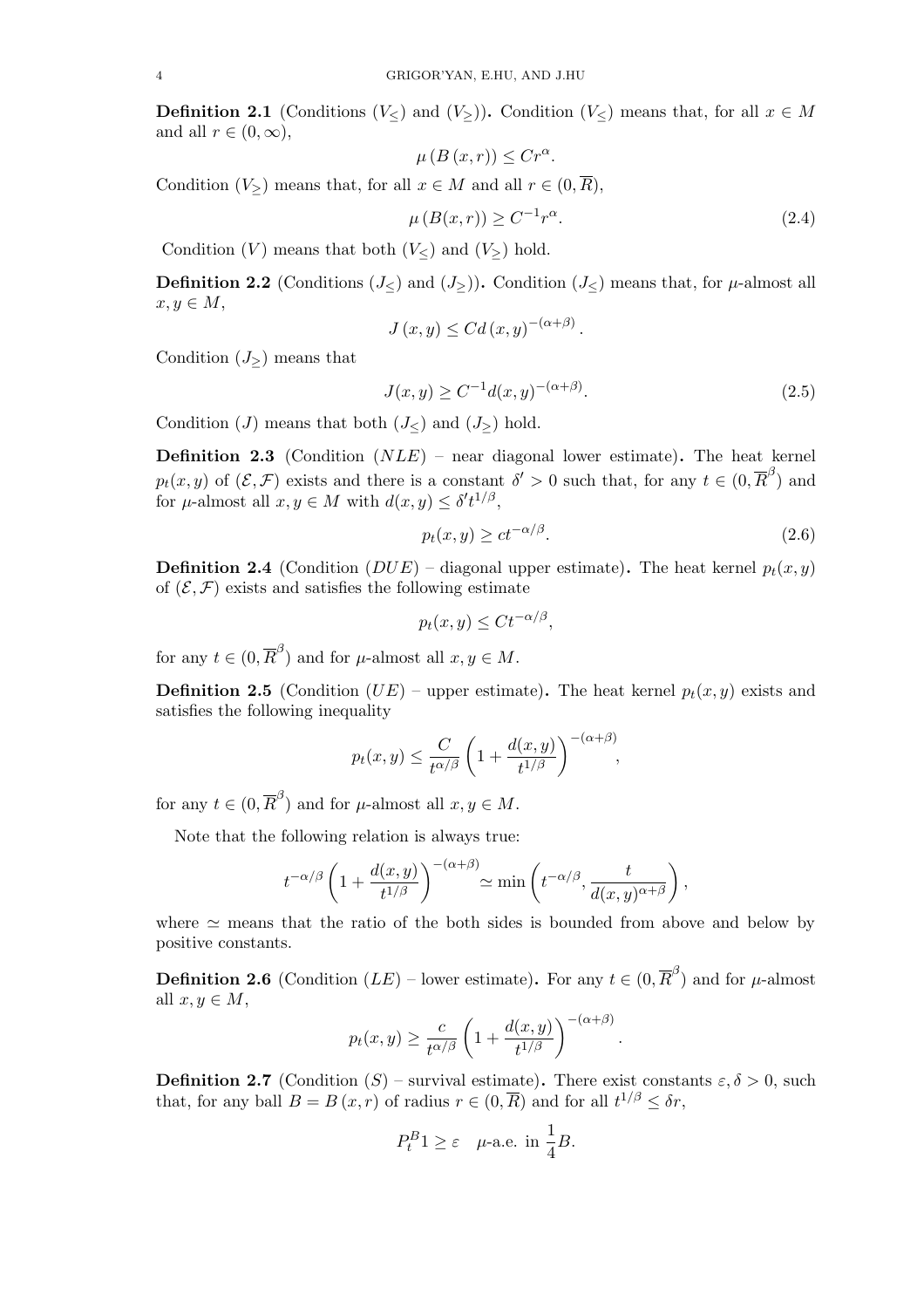**Definition 2.1** (Conditions $(V_{\leq})$ and $(V_{\geq})$)**.** Condition $(V_{\leq})$ means that, for all $x \in M$ and all $r \in (0, \infty)$,

$$\mu(B(x,r)) \leq Cr^{\alpha}.$$

Condition $(V_{\geq})$ means that, for all $x \in M$ and all $r \in (0, \overline{R})$,

$$\mu(B(x,r)) \geq C^{-1}r^{\alpha}. \tag{2.4}$$

Condition $(V)$ means that both $(V_{\leq})$ and $(V_{\geq})$ hold.

**Definition 2.2** (Conditions $(J_{\leq})$ and $(J_{\geq})$)**.** Condition $(J_{\leq})$ means that, for $\mu$-almost all $x, y \in M$,

$$J(x,y) \leq Cd(x,y)^{-(\alpha+\beta)}.$$

Condition $(J_{\geq})$ means that

$$J(x,y) \geq C^{-1}d(x,y)^{-(\alpha+\beta)}. \tag{2.5}$$

Condition $(J)$ means that both $(J_{\leq})$ and $(J_{\geq})$ hold.

**Definition 2.3** (Condition $(NLE)$ – near diagonal lower estimate)**.** The heat kernel $p_t(x,y)$ of $(\mathcal{E}, \mathcal{F})$ exists and there is a constant $\delta' > 0$ such that, for any $t \in (0, \overline{R}^{\beta})$ and for $\mu$-almost all $x, y \in M$ with $d(x,y) \leq \delta' t^{1/\beta}$,

$$p_t(x,y) \geq ct^{-\alpha/\beta}. \tag{2.6}$$

**Definition 2.4** (Condition $(DUE)$ – diagonal upper estimate)**.** The heat kernel $p_t(x,y)$ of $(\mathcal{E}, \mathcal{F})$ exists and satisfies the following estimate

$$p_t(x,y) \leq Ct^{-\alpha/\beta},$$

for any $t \in (0, \overline{R}^{\beta})$ and for $\mu$-almost all $x, y \in M$.

**Definition 2.5** (Condition $(UE)$ – upper estimate)**.** The heat kernel $p_t(x,y)$ exists and satisfies the following inequality

$$p_t(x,y) \leq \frac{C}{t^{\alpha/\beta}} \left(1 + \frac{d(x,y)}{t^{1/\beta}}\right)^{-(\alpha+\beta)},$$

for any $t \in (0, \overline{R}^{\beta})$ and for $\mu$-almost all $x, y \in M$.

Note that the following relation is always true:

$$t^{-\alpha/\beta}\left(1 + \frac{d(x,y)}{t^{1/\beta}}\right)^{-(\alpha+\beta)} \simeq \min\left(t^{-\alpha/\beta}, \frac{t}{d(x,y)^{\alpha+\beta}}\right),$$

where $\simeq$ means that the ratio of the both sides is bounded from above and below by positive constants.

**Definition 2.6** (Condition $(LE)$ – lower estimate)**.** For any $t \in (0, \overline{R}^{\beta})$ and for $\mu$-almost all $x, y \in M$,

$$p_t(x,y) \geq \frac{c}{t^{\alpha/\beta}} \left(1 + \frac{d(x,y)}{t^{1/\beta}}\right)^{-(\alpha+\beta)}.$$

**Definition 2.7** (Condition $(S)$ – survival estimate)**.** There exist constants $\varepsilon, \delta > 0$, such that, for any ball $B = B(x,r)$ of radius $r \in (0, \overline{R})$ and for all $t^{1/\beta} \leq \delta r$,

$$P_t^B 1 \geq \varepsilon \quad \mu\text{-a.e. in } \frac{1}{4}B.$$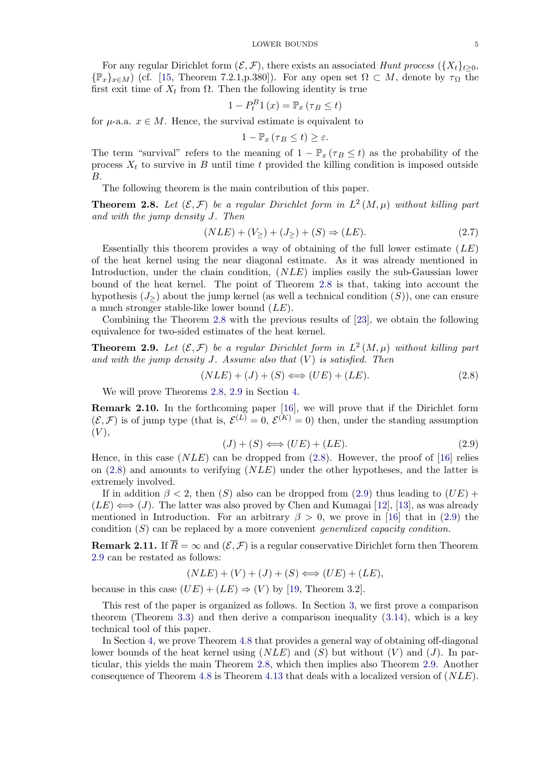For any regular Dirichlet form $(\mathcal{E}, \mathcal{F})$, there exists an associated *Hunt process* ($\{X_t\}_{t\geq 0}$, $\{\mathbb{P}_x\}_{x\in M}$) (cf. [15, Theorem 7.2.1,p.380]). For any open set $\Omega \subset M$, denote by $\tau_\Omega$ the first exit time of $X_t$ from $\Omega$. Then the following identity is true

$$1 - P_t^B 1(x) = \mathbb{P}_x(\tau_B \leq t)$$

for $\mu$-a.a. $x \in M$. Hence, the survival estimate is equivalent to

$$1 - \mathbb{P}_x(\tau_B \leq t) \geq \varepsilon.$$

The term "survival" refers to the meaning of $1 - \mathbb{P}_x(\tau_B \leq t)$ as the probability of the process $X_t$ to survive in $B$ until time $t$ provided the killing condition is imposed outside $B$.

The following theorem is the main contribution of this paper.

**Theorem 2.8.** *Let $(\mathcal{E}, \mathcal{F})$ be a regular Dirichlet form in $L^2(M, \mu)$ without killing part and with the jump density $J$. Then*

$$(NLE) + (V_\geq) + (J_\geq) + (S) \Rightarrow (LE). \tag{2.7}$$

Essentially this theorem provides a way of obtaining of the full lower estimate $(LE)$ of the heat kernel using the near diagonal estimate. As it was already mentioned in Introduction, under the chain condition, $(NLE)$ implies easily the sub-Gaussian lower bound of the heat kernel. The point of Theorem 2.8 is that, taking into account the hypothesis $(J_\geq)$ about the jump kernel (as well a technical condition $(S)$), one can ensure a much stronger stable-like lower bound $(LE)$.

Combining the Theorem 2.8 with the previous results of [23], we obtain the following equivalence for two-sided estimates of the heat kernel.

**Theorem 2.9.** *Let $(\mathcal{E}, \mathcal{F})$ be a regular Dirichlet form in $L^2(M, \mu)$ without killing part and with the jump density $J$. Assume also that $(V)$ is satisfied. Then*

$$(NLE) + (J) + (S) \Longleftrightarrow (UE) + (LE). \tag{2.8}$$

We will prove Theorems 2.8, 2.9 in Section 4.

**Remark 2.10.** In the forthcoming paper [16], we will prove that if the Dirichlet form $(\mathcal{E}, \mathcal{F})$ is of jump type (that is, $\mathcal{E}^{(L)} = 0$, $\mathcal{E}^{(K)} = 0$) then, under the standing assumption $(V)$,

$$(J) + (S) \Longleftrightarrow (UE) + (LE). \tag{2.9}$$

Hence, in this case $(NLE)$ can be dropped from (2.8). However, the proof of [16] relies on (2.8) and amounts to verifying $(NLE)$ under the other hypotheses, and the latter is extremely involved.

If in addition $\beta < 2$, then $(S)$ also can be dropped from (2.9) thus leading to $(UE) + (LE) \Longleftrightarrow (J)$. The latter was also proved by Chen and Kumagai [12], [13], as was already mentioned in Introduction. For an arbitrary $\beta > 0$, we prove in [16] that in (2.9) the condition $(S)$ can be replaced by a more convenient *generalized capacity condition*.

**Remark 2.11.** If $\overline{R} = \infty$ and $(\mathcal{E}, \mathcal{F})$ is a regular conservative Dirichlet form then Theorem 2.9 can be restated as follows:

$$(NLE) + (V) + (J) + (S) \Longleftrightarrow (UE) + (LE),$$

because in this case $(UE) + (LE) \Rightarrow (V)$ by [19, Theorem 3.2].

This rest of the paper is organized as follows. In Section 3, we first prove a comparison theorem (Theorem 3.3) and then derive a comparison inequality (3.14), which is a key technical tool of this paper.

In Section 4, we prove Theorem 4.8 that provides a general way of obtaining off-diagonal lower bounds of the heat kernel using $(NLE)$ and $(S)$ but without $(V)$ and $(J)$. In particular, this yields the main Theorem 2.8, which then implies also Theorem 2.9. Another consequence of Theorem 4.8 is Theorem 4.13 that deals with a localized version of $(NLE)$.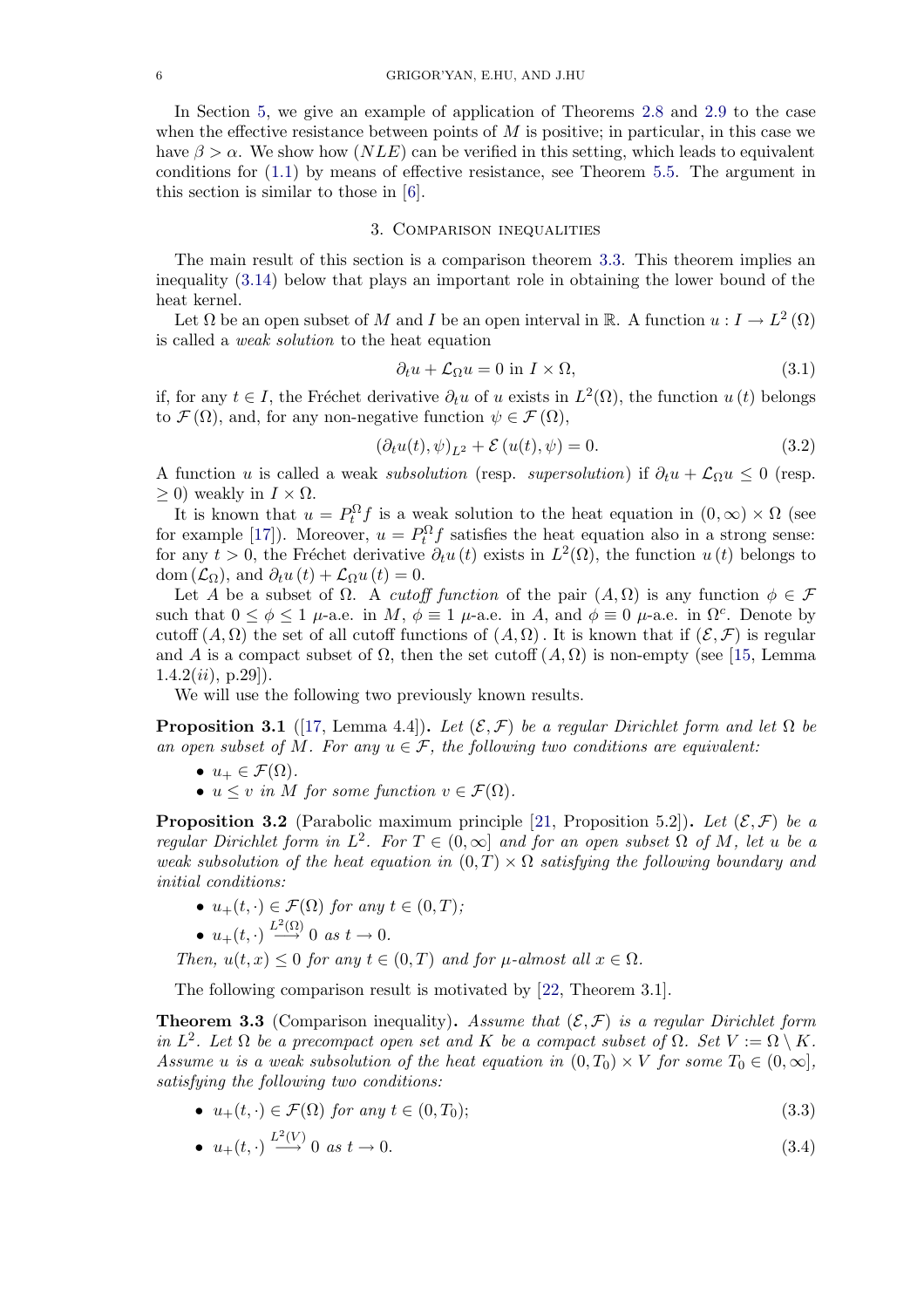In Section 5, we give an example of application of Theorems 2.8 and 2.9 to the case when the effective resistance between points of $M$ is positive; in particular, in this case we have $\beta > \alpha$. We show how $(NLE)$ can be verified in this setting, which leads to equivalent conditions for (1.1) by means of effective resistance, see Theorem 5.5. The argument in this section is similar to those in [6].

## 3. Comparison inequalities

The main result of this section is a comparison theorem 3.3. This theorem implies an inequality (3.14) below that plays an important role in obtaining the lower bound of the heat kernel.

Let $\Omega$ be an open subset of $M$ and $I$ be an open interval in $\mathbb{R}$. A function $u : I \to L^2(\Omega)$ is called a *weak solution* to the heat equation

$$\partial_t u + \mathcal{L}_\Omega u = 0 \text{ in } I \times \Omega, \tag{3.1}$$

if, for any $t \in I$, the Fréchet derivative $\partial_t u$ of $u$ exists in $L^2(\Omega)$, the function $u(t)$ belongs to $\mathcal{F}(\Omega)$, and, for any non-negative function $\psi \in \mathcal{F}(\Omega)$,

$$(\partial_t u(t), \psi)_{L^2} + \mathcal{E}(u(t), \psi) = 0. \tag{3.2}$$

A function $u$ is called a weak *subsolution* (resp. *supersolution*) if $\partial_t u + \mathcal{L}_\Omega u \leq 0$ (resp. $\geq 0$) weakly in $I \times \Omega$.

It is known that $u = P_t^\Omega f$ is a weak solution to the heat equation in $(0, \infty) \times \Omega$ (see for example [17]). Moreover, $u = P_t^\Omega f$ satisfies the heat equation also in a strong sense: for any $t > 0$, the Fréchet derivative $\partial_t u(t)$ exists in $L^2(\Omega)$, the function $u(t)$ belongs to $\mathrm{dom}(\mathcal{L}_\Omega)$, and $\partial_t u(t) + \mathcal{L}_\Omega u(t) = 0$.

Let $A$ be a subset of $\Omega$. A *cutoff function* of the pair $(A, \Omega)$ is any function $\phi \in \mathcal{F}$ such that $0 \leq \phi \leq 1$ $\mu$-a.e. in $M$, $\phi \equiv 1$ $\mu$-a.e. in $A$, and $\phi \equiv 0$ $\mu$-a.e. in $\Omega^c$. Denote by $\mathrm{cutoff}(A, \Omega)$ the set of all cutoff functions of $(A, \Omega)$. It is known that if $(\mathcal{E}, \mathcal{F})$ is regular and $A$ is a compact subset of $\Omega$, then the set $\mathrm{cutoff}(A, \Omega)$ is non-empty (see [15, Lemma 1.4.2$(ii)$, p.29]).

We will use the following two previously known results.

**Proposition 3.1** ([17, Lemma 4.4])**.** *Let $(\mathcal{E}, \mathcal{F})$ be a regular Dirichlet form and let $\Omega$ be an open subset of $M$. For any $u \in \mathcal{F}$, the following two conditions are equivalent:*

- *$u_+ \in \mathcal{F}(\Omega)$.*
- *$u \leq v$ in $M$ for some function $v \in \mathcal{F}(\Omega)$.*

**Proposition 3.2** (Parabolic maximum principle [21, Proposition 5.2])**.** *Let $(\mathcal{E}, \mathcal{F})$ be a regular Dirichlet form in $L^2$. For $T \in (0, \infty]$ and for an open subset $\Omega$ of $M$, let $u$ be a weak subsolution of the heat equation in $(0, T) \times \Omega$ satisfying the following boundary and initial conditions:*

- *$u_+(t, \cdot) \in \mathcal{F}(\Omega)$ for any $t \in (0, T)$;*
- *$u_+(t, \cdot) \overset{L^2(\Omega)}{\longrightarrow} 0$ as $t \to 0$.*

*Then, $u(t, x) \leq 0$ for any $t \in (0, T)$ and for $\mu$-almost all $x \in \Omega$.*

The following comparison result is motivated by [22, Theorem 3.1].

**Theorem 3.3** (Comparison inequality)**.** *Assume that $(\mathcal{E}, \mathcal{F})$ is a regular Dirichlet form in $L^2$. Let $\Omega$ be a precompact open set and $K$ be a compact subset of $\Omega$. Set $V := \Omega \setminus K$. Assume $u$ is a weak subsolution of the heat equation in $(0, T_0) \times V$ for some $T_0 \in (0, \infty]$, satisfying the following two conditions:*

- *$u_+(t, \cdot) \in \mathcal{F}(\Omega)$ for any $t \in (0, T_0)$;* $\quad$ (3.3)
- *$u_+(t, \cdot) \overset{L^2(V)}{\longrightarrow} 0$ as $t \to 0$.* $\quad$ (3.4)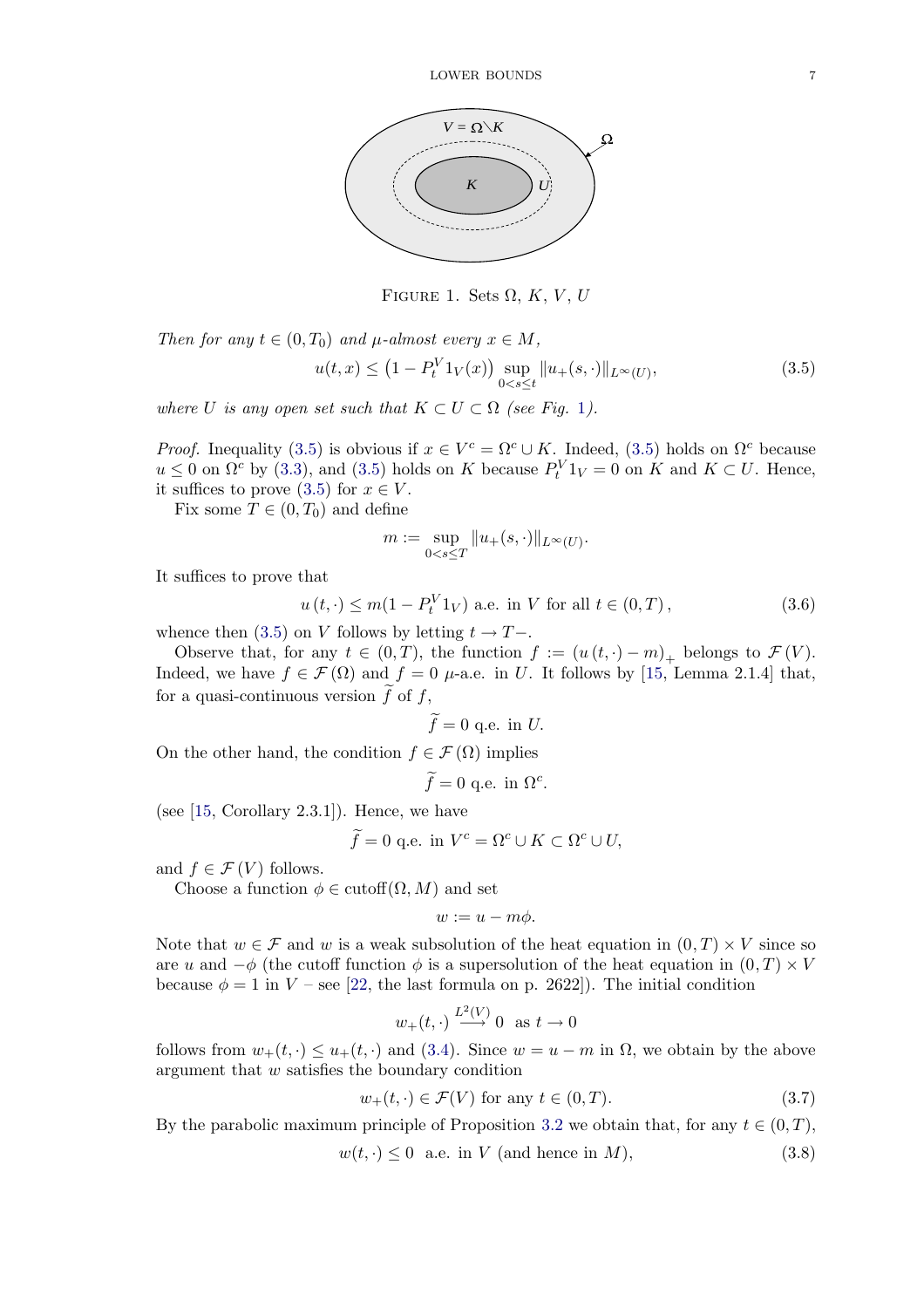FIGURE 1. Sets $\Omega$, $K$, $V$, $U$

*Then for any $t \in (0, T_0)$ and $\mu$-almost every $x \in M$,*

$$u(t,x) \leq \left(1 - P_t^V 1_V(x)\right) \sup_{0<s\leq t} \|u_+(s,\cdot)\|_{L^\infty(U)}, \tag{3.5}$$

*where $U$ is any open set such that $K \subset U \subset \Omega$ (see Fig. 1).*

*Proof.* Inequality (3.5) is obvious if $x \in V^c = \Omega^c \cup K$. Indeed, (3.5) holds on $\Omega^c$ because $u \leq 0$ on $\Omega^c$ by (3.3), and (3.5) holds on $K$ because $P_t^V 1_V = 0$ on $K$ and $K \subset U$. Hence, it suffices to prove (3.5) for $x \in V$.

Fix some $T \in (0, T_0)$ and define

$$m := \sup_{0<s\leq T} \|u_+(s,\cdot)\|_{L^\infty(U)}.$$

It suffices to prove that

$$u(t,\cdot) \leq m(1 - P_t^V 1_V) \text{ a.e. in } V \text{ for all } t \in (0,T), \tag{3.6}$$

whence then (3.5) on $V$ follows by letting $t \to T-$.

Observe that, for any $t \in (0,T)$, the function $f := (u(t,\cdot) - m)_+$ belongs to $\mathcal{F}(V)$. Indeed, we have $f \in \mathcal{F}(\Omega)$ and $f = 0$ $\mu$-a.e. in $U$. It follows by [15, Lemma 2.1.4] that, for a quasi-continuous version $\widetilde{f}$ of $f$,

$$\widetilde{f} = 0 \text{ q.e. in } U.$$

On the other hand, the condition $f \in \mathcal{F}(\Omega)$ implies

$$\widetilde{f} = 0 \text{ q.e. in } \Omega^c.$$

(see [15, Corollary 2.3.1]). Hence, we have

$$\widetilde{f} = 0 \text{ q.e. in } V^c = \Omega^c \cup K \subset \Omega^c \cup U,$$

and $f \in \mathcal{F}(V)$ follows.

Choose a function $\phi \in \operatorname{cutoff}(\Omega, M)$ and set

$$w := u - m\phi.$$

Note that $w \in \mathcal{F}$ and $w$ is a weak subsolution of the heat equation in $(0,T) \times V$ since so are $u$ and $-\phi$ (the cutoff function $\phi$ is a supersolution of the heat equation in $(0,T) \times V$ because $\phi = 1$ in $V$ – see [22, the last formula on p. 2622]). The initial condition

$$w_+(t,\cdot) \overset{L^2(V)}{\longrightarrow} 0 \quad \text{as } t \to 0$$

follows from $w_+(t,\cdot) \leq u_+(t,\cdot)$ and (3.4). Since $w = u - m$ in $\Omega$, we obtain by the above argument that $w$ satisfies the boundary condition

$$w_+(t,\cdot) \in \mathcal{F}(V) \text{ for any } t \in (0,T). \tag{3.7}$$

By the parabolic maximum principle of Proposition 3.2 we obtain that, for any $t \in (0,T)$,

$$w(t,\cdot) \leq 0 \quad \text{a.e. in } V \text{ (and hence in } M), \tag{3.8}$$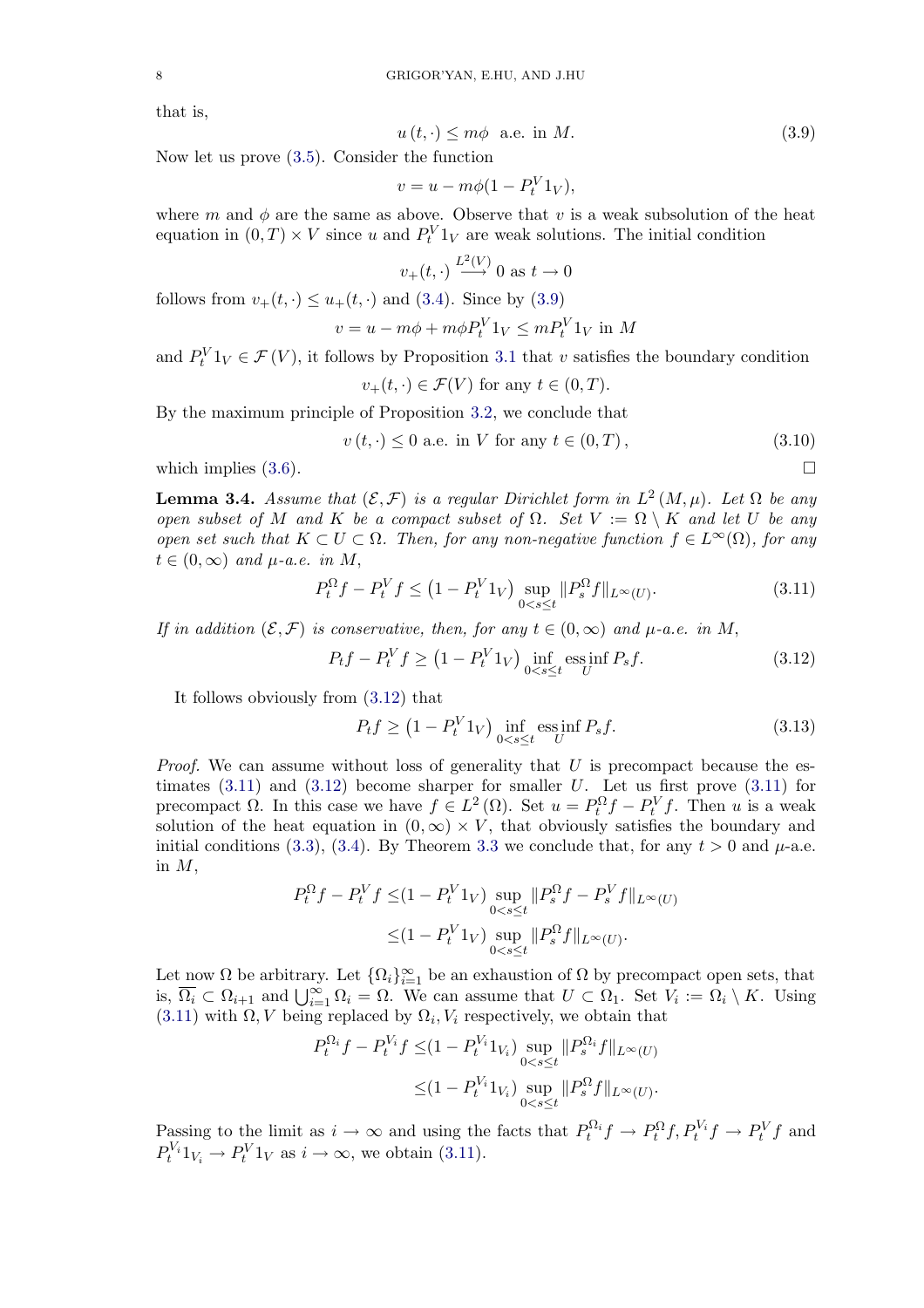that is,

$$u(t,\cdot) \le m\phi \ \text{ a.e. in } M. \tag{3.9}$$

Now let us prove (3.5). Consider the function

$$v = u - m\phi(1 - P_t^V 1_V),$$

where $m$ and $\phi$ are the same as above. Observe that $v$ is a weak subsolution of the heat equation in $(0,T)\times V$ since $u$ and $P_t^V 1_V$ are weak solutions. The initial condition

$$v_+(t,\cdot) \overset{L^2(V)}{\longrightarrow} 0 \text{ as } t \to 0$$

follows from $v_+(t,\cdot) \le u_+(t,\cdot)$ and (3.4). Since by (3.9)

$$v = u - m\phi + m\phi P_t^V 1_V \le m P_t^V 1_V \text{ in } M$$

and $P_t^V 1_V \in \mathcal{F}(V)$, it follows by Proposition 3.1 that $v$ satisfies the boundary condition

$$v_+(t,\cdot) \in \mathcal{F}(V) \text{ for any } t \in (0,T).$$

By the maximum principle of Proposition 3.2, we conclude that

$$v(t,\cdot) \le 0 \text{ a.e. in } V \text{ for any } t \in (0,T), \tag{3.10}$$

which implies (3.6). $\square$

**Lemma 3.4.** *Assume that $(\mathcal{E},\mathcal{F})$ is a regular Dirichlet form in $L^2(M,\mu)$. Let $\Omega$ be any open subset of $M$ and $K$ be a compact subset of $\Omega$. Set $V := \Omega \setminus K$ and let $U$ be any open set such that $K \subset U \subset \Omega$. Then, for any non-negative function $f \in L^\infty(\Omega)$, for any $t \in (0,\infty)$ and $\mu$-a.e. in $M$,*

$$P_t^\Omega f - P_t^V f \le \left(1 - P_t^V 1_V\right) \sup_{0<s\le t} \|P_s^\Omega f\|_{L^\infty(U)}. \tag{3.11}$$

*If in addition $(\mathcal{E},\mathcal{F})$ is conservative, then, for any $t \in (0,\infty)$ and $\mu$-a.e. in $M$,*

$$P_t f - P_t^V f \ge \left(1 - P_t^V 1_V\right) \inf_{0<s\le t} \operatorname*{ess\,inf}_U P_s f. \tag{3.12}$$

It follows obviously from (3.12) that

$$P_t f \ge \left(1 - P_t^V 1_V\right) \inf_{0<s\le t} \operatorname*{ess\,inf}_U P_s f. \tag{3.13}$$

*Proof.* We can assume without loss of generality that $U$ is precompact because the estimates (3.11) and (3.12) become sharper for smaller $U$. Let us first prove (3.11) for precompact $\Omega$. In this case we have $f \in L^2(\Omega)$. Set $u = P_t^\Omega f - P_t^V f$. Then $u$ is a weak solution of the heat equation in $(0,\infty)\times V$, that obviously satisfies the boundary and initial conditions (3.3), (3.4). By Theorem 3.3 we conclude that, for any $t > 0$ and $\mu$-a.e. in $M$,

$$\begin{aligned} P_t^\Omega f - P_t^V f \le& (1 - P_t^V 1_V) \sup_{0<s\le t} \|P_s^\Omega f - P_s^V f\|_{L^\infty(U)} \\ \le& (1 - P_t^V 1_V) \sup_{0<s\le t} \|P_s^\Omega f\|_{L^\infty(U)}. \end{aligned}$$

Let now $\Omega$ be arbitrary. Let $\{\Omega_i\}_{i=1}^\infty$ be an exhaustion of $\Omega$ by precompact open sets, that is, $\overline{\Omega_i} \subset \Omega_{i+1}$ and $\bigcup_{i=1}^\infty \Omega_i = \Omega$. We can assume that $U \subset \Omega_1$. Set $V_i := \Omega_i \setminus K$. Using (3.11) with $\Omega, V$ being replaced by $\Omega_i, V_i$ respectively, we obtain that

$$\begin{aligned} P_t^{\Omega_i} f - P_t^{V_i} f \le& (1 - P_t^{V_i} 1_{V_i}) \sup_{0<s\le t} \|P_s^{\Omega_i} f\|_{L^\infty(U)} \\ \le& (1 - P_t^{V_i} 1_{V_i}) \sup_{0<s\le t} \|P_s^{\Omega} f\|_{L^\infty(U)}. \end{aligned}$$

Passing to the limit as $i \to \infty$ and using the facts that $P_t^{\Omega_i} f \to P_t^\Omega f, P_t^{V_i} f \to P_t^V f$ and $P_t^{V_i} 1_{V_i} \to P_t^V 1_V$ as $i \to \infty$, we obtain (3.11).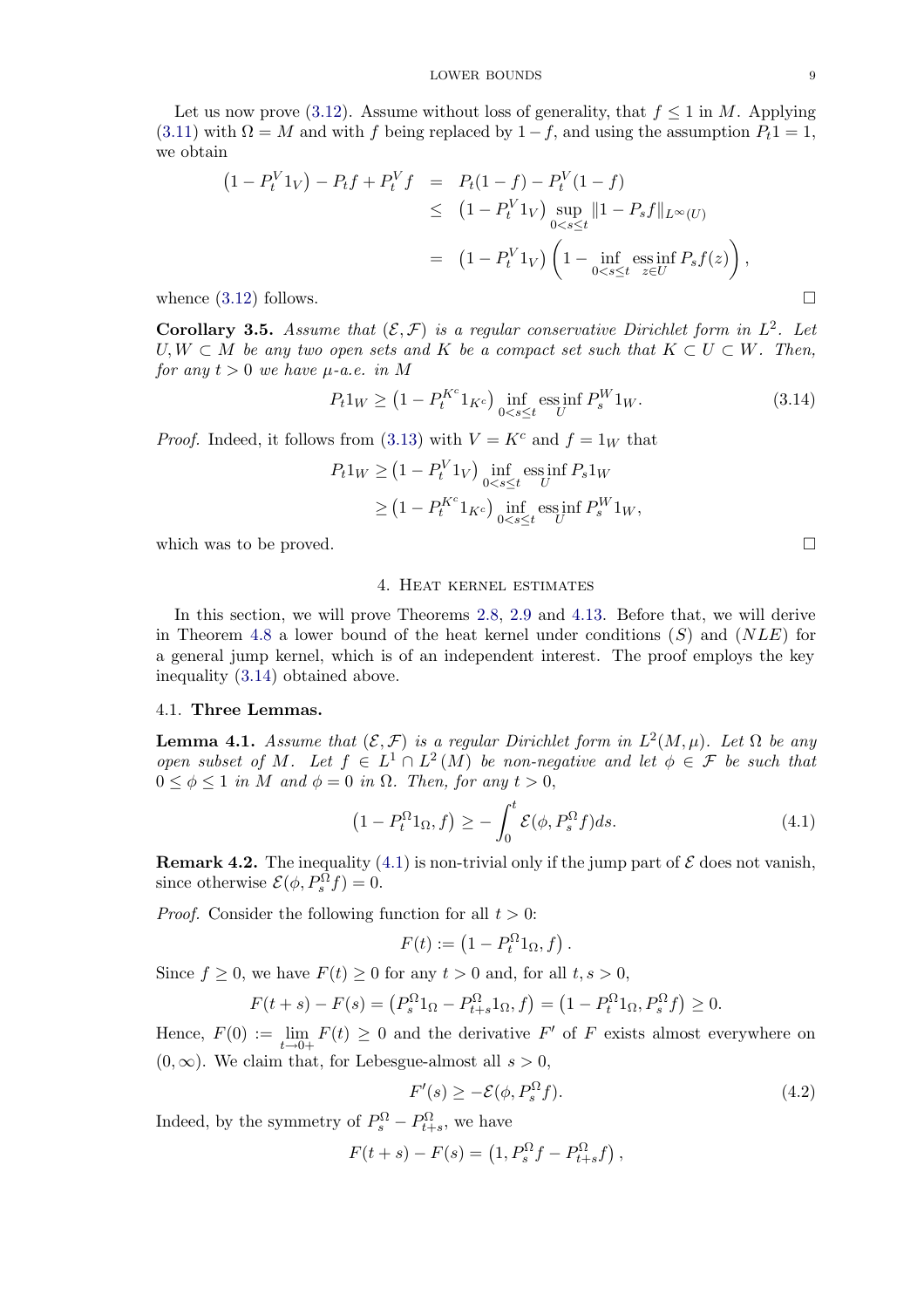Let us now prove (3.12). Assume without loss of generality, that $f \leq 1$ in $M$. Applying (3.11) with $\Omega = M$ and with $f$ being replaced by $1-f$, and using the assumption $P_t 1 = 1$, we obtain

$$
\begin{aligned}
\left(1 - P_t^V 1_V\right) - P_t f + P_t^V f &= P_t(1-f) - P_t^V(1-f) \\
&\leq \left(1 - P_t^V 1_V\right) \sup_{0<s\leq t} \|1 - P_s f\|_{L^\infty(U)} \\
&= \left(1 - P_t^V 1_V\right)\left(1 - \inf_{0<s\leq t} \operatorname*{ess\,inf}_{z\in U} P_s f(z)\right),
\end{aligned}
$$

whence (3.12) follows. $\square$

**Corollary 3.5.** *Assume that $(\mathcal{E}, \mathcal{F})$ is a regular conservative Dirichlet form in $L^2$. Let $U, W \subset M$ be any two open sets and $K$ be a compact set such that $K \subset U \subset W$. Then, for any $t > 0$ we have $\mu$-a.e. in $M$*

$$
P_t 1_W \geq \left(1 - P_t^{K^c} 1_{K^c}\right) \inf_{0<s\leq t} \operatorname*{ess\,inf}_{U} P_s^W 1_W. \tag{3.14}
$$

*Proof.* Indeed, it follows from (3.13) with $V = K^c$ and $f = 1_W$ that

$$
\begin{aligned}
P_t 1_W &\geq \left(1 - P_t^V 1_V\right) \inf_{0<s\leq t} \operatorname*{ess\,inf}_{U} P_s 1_W \\
&\geq \left(1 - P_t^{K^c} 1_{K^c}\right) \inf_{0<s\leq t} \operatorname*{ess\,inf}_{U} P_s^W 1_W,
\end{aligned}
$$

which was to be proved. $\square$

## 4. Heat kernel estimates

In this section, we will prove Theorems 2.8, 2.9 and 4.13. Before that, we will derive in Theorem 4.8 a lower bound of the heat kernel under conditions $(S)$ and $(NLE)$ for a general jump kernel, which is of an independent interest. The proof employs the key inequality (3.14) obtained above.

### 4.1. Three Lemmas.

**Lemma 4.1.** *Assume that $(\mathcal{E}, \mathcal{F})$ is a regular Dirichlet form in $L^2(M, \mu)$. Let $\Omega$ be any open subset of $M$. Let $f \in L^1 \cap L^2(M)$ be non-negative and let $\phi \in \mathcal{F}$ be such that $0 \leq \phi \leq 1$ in $M$ and $\phi = 0$ in $\Omega$. Then, for any $t > 0$,*

$$
\left(1 - P_t^\Omega 1_\Omega, f\right) \geq -\int_0^t \mathcal{E}(\phi, P_s^\Omega f) ds. \tag{4.1}
$$

**Remark 4.2.** The inequality (4.1) is non-trivial only if the jump part of $\mathcal{E}$ does not vanish, since otherwise $\mathcal{E}(\phi, P_s^\Omega f) = 0$.

*Proof.* Consider the following function for all $t > 0$:

$$
F(t) := \left(1 - P_t^\Omega 1_\Omega, f\right).
$$

Since $f \geq 0$, we have $F(t) \geq 0$ for any $t > 0$ and, for all $t, s > 0$,

$$
F(t+s) - F(s) = \left(P_s^\Omega 1_\Omega - P_{t+s}^\Omega 1_\Omega, f\right) = \left(1 - P_t^\Omega 1_\Omega, P_s^\Omega f\right) \geq 0.
$$

Hence, $F(0) := \lim_{t\to 0+} F(t) \geq 0$ and the derivative $F'$ of $F$ exists almost everywhere on $(0, \infty)$. We claim that, for Lebesgue-almost all $s > 0$,

$$
F'(s) \geq -\mathcal{E}(\phi, P_s^\Omega f). \tag{4.2}
$$

Indeed, by the symmetry of $P_s^\Omega - P_{t+s}^\Omega$, we have

$$
F(t+s) - F(s) = \left(1, P_s^\Omega f - P_{t+s}^\Omega f\right),
$$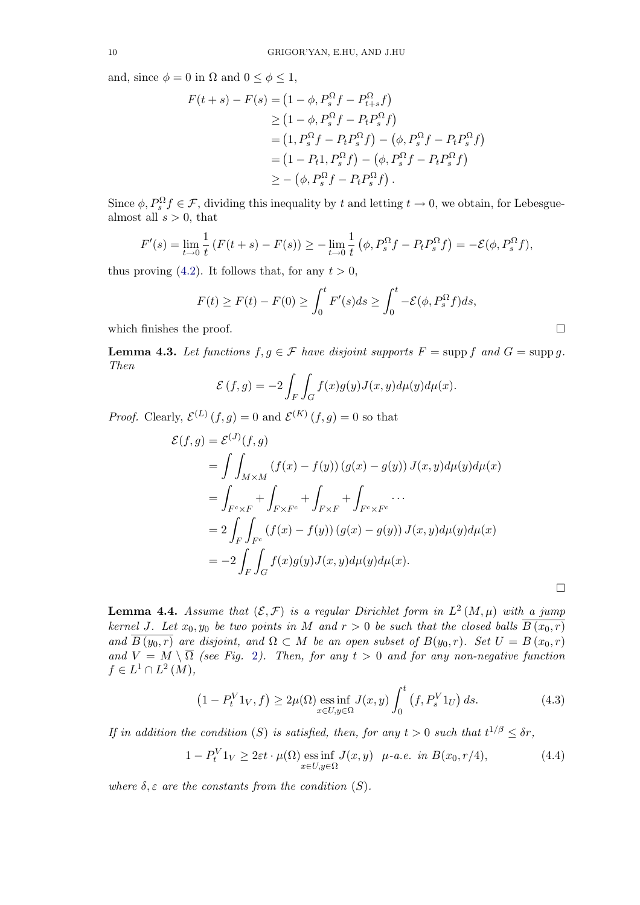and, since $\phi = 0$ in $\Omega$ and $0 \le \phi \le 1$,

$$
\begin{aligned}
F(t+s) - F(s) &= \left(1-\phi, P_s^\Omega f - P_{t+s}^\Omega f\right) \\
&\ge \left(1-\phi, P_s^\Omega f - P_t P_s^\Omega f\right) \\
&= \left(1, P_s^\Omega f - P_t P_s^\Omega f\right) - \left(\phi, P_s^\Omega f - P_t P_s^\Omega f\right) \\
&= \left(1 - P_t 1, P_s^\Omega f\right) - \left(\phi, P_s^\Omega f - P_t P_s^\Omega f\right) \\
&\ge -\left(\phi, P_s^\Omega f - P_t P_s^\Omega f\right).
\end{aligned}
$$

Since $\phi, P_s^\Omega f \in \mathcal{F}$, dividing this inequality by $t$ and letting $t \to 0$, we obtain, for Lebesgue-almost all $s > 0$, that

$$
F'(s) = \lim_{t\to 0} \frac{1}{t}\left(F(t+s) - F(s)\right) \ge -\lim_{t \to 0} \frac{1}{t}\left(\phi, P_s^\Omega f - P_t P_s^\Omega f\right) = -\mathcal{E}(\phi, P_s^\Omega f),
$$

thus proving (4.2). It follows that, for any $t > 0$,

$$
F(t) \ge F(t) - F(0) \ge \int_0^t F'(s) ds \ge \int_0^t -\mathcal{E}(\phi, P_s^\Omega f) ds,
$$

which finishes the proof. $\square$

**Lemma 4.3.** *Let functions $f, g \in \mathcal{F}$ have disjoint supports $F = \operatorname{supp} f$ and $G = \operatorname{supp} g$. Then*

$$
\mathcal{E}\left(f, g\right) = -2 \int_F \int_G f(x) g(y) J(x,y) d\mu(y) d\mu(x).
$$

*Proof.* Clearly, $\mathcal{E}^{(L)}\left(f,g\right) = 0$ and $\mathcal{E}^{(K)}\left(f,g\right) = 0$ so that

$$
\begin{aligned}
\mathcal{E}(f,g) &= \mathcal{E}^{(J)}(f,g) \\
&= \int\int_{M\times M} \left(f(x) - f(y)\right)\left(g(x) - g(y)\right) J(x,y) d\mu(y) d\mu(x) \\
&= \int_{F^c \times F} + \int_{F \times F^c} + \int_{F\times F} + \int_{F^c \times F^c} \cdots \\
&= 2\int_F \int_{F^c} \left(f(x) - f(y)\right)\left(g(x) - g(y)\right) J(x,y) d\mu(y) d\mu(x) \\
&= -2 \int_F \int_G f(x) g(y) J(x,y) d\mu(y) d\mu(x).
\end{aligned}
$$

$\square$

**Lemma 4.4.** *Assume that $(\mathcal{E}, \mathcal{F})$ is a regular Dirichlet form in $L^2(M, \mu)$ with a jump kernel $J$. Let $x_0, y_0$ be two points in $M$ and $r > 0$ be such that the closed balls $\overline{B(x_0, r)}$ and $\overline{B(y_0, r)}$ are disjoint, and $\Omega \subset M$ be an open subset of $B(y_0, r)$. Set $U = B(x_0, r)$ and $V = M \setminus \overline{\Omega}$ (see Fig. 2). Then, for any $t > 0$ and for any non-negative function $f \in L^1 \cap L^2(M)$,*

$$
\left(1 - P_t^V 1_V, f\right) \ge 2\mu(\Omega) \operatorname*{ess\,inf}_{x \in U, y \in \Omega} J(x,y) \int_0^t \left(f, P_s^V 1_U\right) ds. \tag{4.3}
$$

*If in addition the condition $(S)$ is satisfied, then, for any $t > 0$ such that $t^{1/\beta} \le \delta r$,*

$$
1 - P_t^V 1_V \ge 2\varepsilon t \cdot \mu(\Omega) \operatorname*{ess\,inf}_{x\in U, y \in \Omega} J(x,y) \quad \mu\text{-a.e. in } B(x_0, r/4), \tag{4.4}
$$

*where $\delta, \varepsilon$ are the constants from the condition $(S)$.*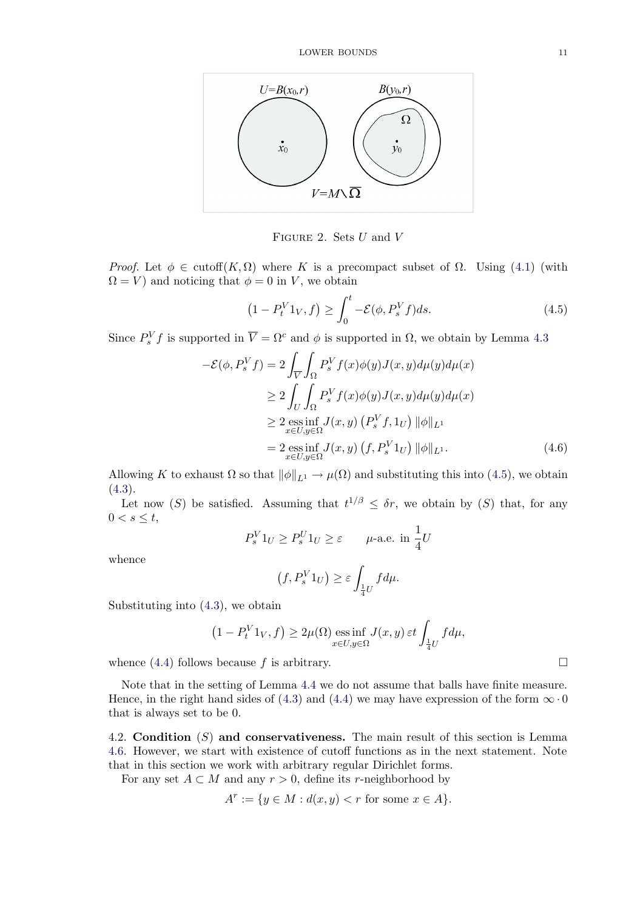FIGURE 2. Sets $U$ and $V$

*Proof.* Let $\phi \in \text{cutoff}(K, \Omega)$ where $K$ is a precompact subset of $\Omega$. Using (4.1) (with $\Omega = V$) and noticing that $\phi = 0$ in $V$, we obtain

$$\left(1 - P_t^V 1_V, f\right) \geq \int_0^t -\mathcal{E}(\phi, P_s^V f) ds. \tag{4.5}$$

Since $P_s^V f$ is supported in $\overline{V} = \Omega^c$ and $\phi$ is supported in $\Omega$, we obtain by Lemma 4.3

$$\begin{aligned}
-\mathcal{E}(\phi, P_s^V f) &= 2 \int_{\overline{V}} \int_{\Omega} P_s^V f(x) \phi(y) J(x,y) d\mu(y) d\mu(x) \\
&\geq 2 \int_U \int_\Omega P_s^V f(x) \phi(y) J(x,y) d\mu(y) d\mu(x) \\
&\geq 2 \operatorname*{ess\,inf}_{x \in U, y \in \Omega} J(x,y) \left(P_s^V f, 1_U\right) \|\phi\|_{L^1} \\
&= 2 \operatorname*{ess\,inf}_{x \in U, y \in \Omega} J(x,y) \left(f, P_s^V 1_U\right) \|\phi\|_{L^1}.
\end{aligned} \tag{4.6}$$

Allowing $K$ to exhaust $\Omega$ so that $\|\phi\|_{L^1} \to \mu(\Omega)$ and substituting this into (4.5), we obtain (4.3).

Let now $(S)$ be satisfied. Assuming that $t^{1/\beta} \leq \delta r$, we obtain by $(S)$ that, for any $0 < s \leq t$,

$$P_s^V 1_U \geq P_s^U 1_U \geq \varepsilon \qquad \mu\text{-a.e. in } \frac{1}{4}U$$

whence

$$\left(f, P_s^V 1_U\right) \geq \varepsilon \int_{\frac{1}{4}U} f d\mu.$$

Substituting into (4.3), we obtain

$$\left(1 - P_t^V 1_V, f\right) \geq 2\mu(\Omega) \operatorname*{ess\,inf}_{x \in U, y \in \Omega} J(x,y)\, \varepsilon t \int_{\frac{1}{4}U} f d\mu,$$

whence (4.4) follows because $f$ is arbitrary. $\square$

Note that in the setting of Lemma 4.4 we do not assume that balls have finite measure. Hence, in the right hand sides of (4.3) and (4.4) we may have expression of the form $\infty \cdot 0$ that is always set to be 0.

4.2. **Condition $(S)$ and conservativeness.** The main result of this section is Lemma 4.6. However, we start with existence of cutoff functions as in the next statement. Note that in this section we work with arbitrary regular Dirichlet forms.

For any set $A \subset M$ and any $r > 0$, define its $r$-neighborhood by

$$A^r := \{y \in M : d(x,y) < r \text{ for some } x \in A\}.$$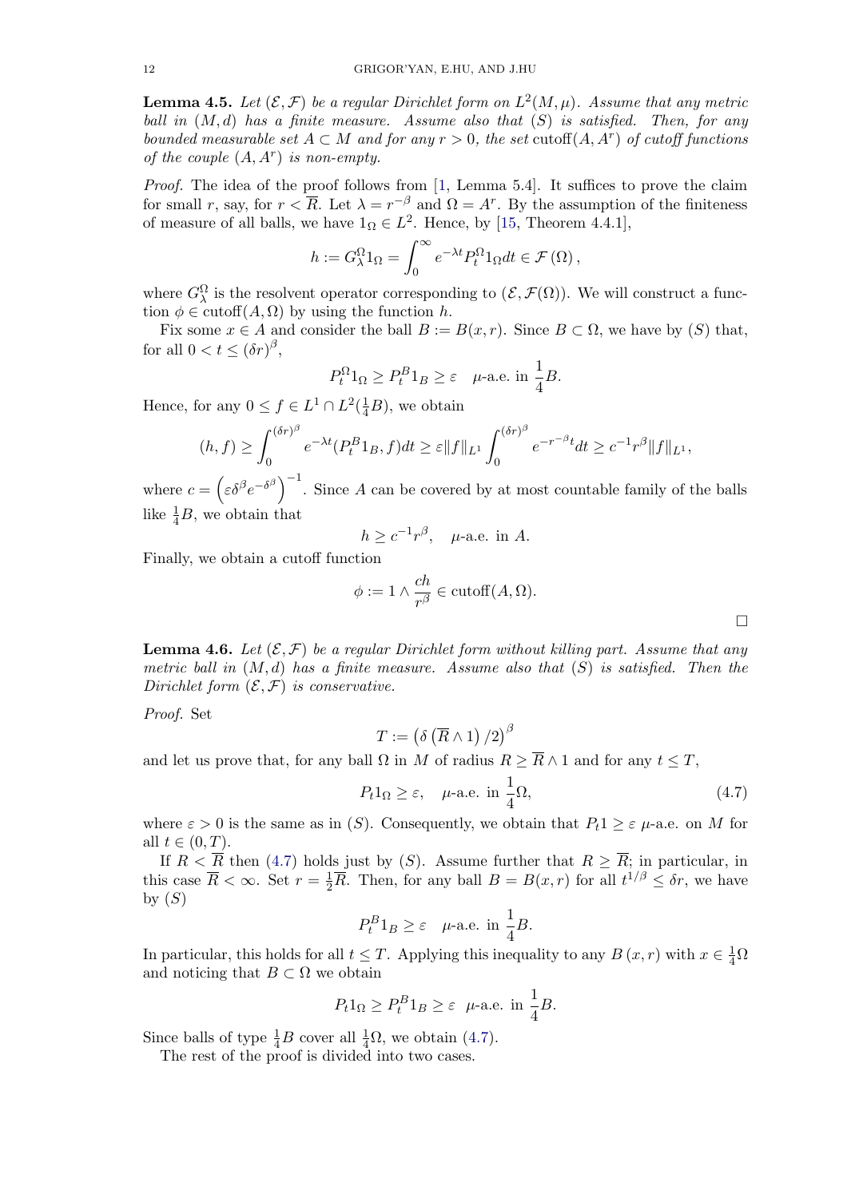**Lemma 4.5.** *Let $(\mathcal{E}, \mathcal{F})$ be a regular Dirichlet form on $L^2(M, \mu)$. Assume that any metric ball in $(M, d)$ has a finite measure. Assume also that $(S)$ is satisfied. Then, for any bounded measurable set $A \subset M$ and for any $r > 0$, the set* $\operatorname{cutoff}(A, A^r)$ *of cutoff functions of the couple $(A, A^r)$ is non-empty.*

*Proof.* The idea of the proof follows from [1, Lemma 5.4]. It suffices to prove the claim for small $r$, say, for $r < \overline{R}$. Let $\lambda = r^{-\beta}$ and $\Omega = A^r$. By the assumption of the finiteness of measure of all balls, we have $1_\Omega \in L^2$. Hence, by [15, Theorem 4.4.1],

$$h := G_\lambda^\Omega 1_\Omega = \int_0^\infty e^{-\lambda t} P_t^\Omega 1_\Omega dt \in \mathcal{F}(\Omega),$$

where $G_\lambda^\Omega$ is the resolvent operator corresponding to $(\mathcal{E}, \mathcal{F}(\Omega))$. We will construct a function $\phi \in \operatorname{cutoff}(A, \Omega)$ by using the function $h$.

Fix some $x \in A$ and consider the ball $B := B(x, r)$. Since $B \subset \Omega$, we have by $(S)$ that, for all $0 < t \leq (\delta r)^\beta$,

$$P_t^\Omega 1_\Omega \geq P_t^B 1_B \geq \varepsilon \quad \mu\text{-a.e. in } \frac{1}{4}B.$$

Hence, for any $0 \leq f \in L^1 \cap L^2(\frac{1}{4}B)$, we obtain

$$(h, f) \geq \int_0^{(\delta r)^\beta} e^{-\lambda t} (P_t^B 1_B, f) dt \geq \varepsilon \|f\|_{L^1} \int_0^{(\delta r)^\beta} e^{-r^{-\beta} t} dt \geq c^{-1} r^\beta \|f\|_{L^1},$$

where $c = \left(\varepsilon \delta^\beta e^{-\delta^\beta}\right)^{-1}$. Since $A$ can be covered by at most countable family of the balls like $\frac{1}{4}B$, we obtain that

$$h \geq c^{-1} r^\beta, \quad \mu\text{-a.e. in } A.$$

Finally, we obtain a cutoff function

$$\phi := 1 \wedge \frac{ch}{r^\beta} \in \operatorname{cutoff}(A, \Omega).$$

$\square$

**Lemma 4.6.** *Let $(\mathcal{E}, \mathcal{F})$ be a regular Dirichlet form without killing part. Assume that any metric ball in $(M, d)$ has a finite measure. Assume also that $(S)$ is satisfied. Then the Dirichlet form $(\mathcal{E}, \mathcal{F})$ is conservative.*

*Proof.* Set

$$T := \left(\delta \left(\overline{R} \wedge 1\right) / 2\right)^\beta$$

and let us prove that, for any ball $\Omega$ in $M$ of radius $R \geq \overline{R} \wedge 1$ and for any $t \leq T$,

$$P_t 1_\Omega \geq \varepsilon, \quad \mu\text{-a.e. in } \frac{1}{4}\Omega, \tag{4.7}$$

where $\varepsilon > 0$ is the same as in $(S)$. Consequently, we obtain that $P_t 1 \geq \varepsilon$ $\mu$-a.e. on $M$ for all $t \in (0, T)$.

If $R < \overline{R}$ then (4.7) holds just by $(S)$. Assume further that $R \geq \overline{R}$; in particular, in this case $\overline{R} < \infty$. Set $r = \frac{1}{2}\overline{R}$. Then, for any ball $B = B(x, r)$ for all $t^{1/\beta} \leq \delta r$, we have by $(S)$

$$P_t^B 1_B \geq \varepsilon \quad \mu\text{-a.e. in } \frac{1}{4}B.$$

In particular, this holds for all $t \leq T$. Applying this inequality to any $B(x, r)$ with $x \in \frac{1}{4}\Omega$ and noticing that $B \subset \Omega$ we obtain

$$P_t 1_\Omega \geq P_t^B 1_B \geq \varepsilon \quad \mu\text{-a.e. in } \frac{1}{4}B.$$

Since balls of type $\frac{1}{4}B$ cover all $\frac{1}{4}\Omega$, we obtain (4.7).

The rest of the proof is divided into two cases.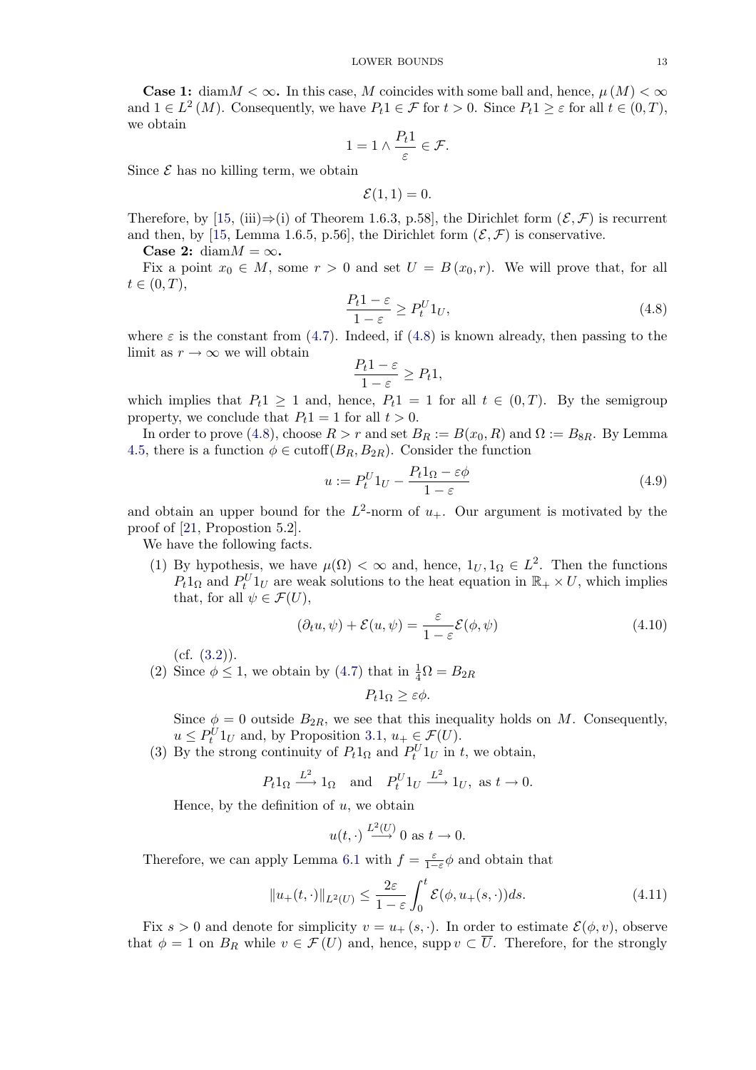**Case 1:** $\operatorname{diam} M < \infty$**.** In this case, $M$ coincides with some ball and, hence, $\mu(M) < \infty$ and $1 \in L^2(M)$. Consequently, we have $P_t 1 \in \mathcal{F}$ for $t > 0$. Since $P_t 1 \geq \varepsilon$ for all $t \in (0, T)$, we obtain

$$1 = 1 \wedge \frac{P_t 1}{\varepsilon} \in \mathcal{F}.$$

Since $\mathcal{E}$ has no killing term, we obtain

$$\mathcal{E}(1, 1) = 0.$$

Therefore, by [15, (iii)⇒(i) of Theorem 1.6.3, p.58], the Dirichlet form $(\mathcal{E}, \mathcal{F})$ is recurrent and then, by [15, Lemma 1.6.5, p.56], the Dirichlet form $(\mathcal{E}, \mathcal{F})$ is conservative.

**Case 2:** $\operatorname{diam} M = \infty$**.**

Fix a point $x_0 \in M$, some $r > 0$ and set $U = B(x_0, r)$. We will prove that, for all $t \in (0, T)$,

$$\frac{P_t 1 - \varepsilon}{1 - \varepsilon} \geq P_t^U 1_U, \tag{4.8}$$

where $\varepsilon$ is the constant from (4.7). Indeed, if (4.8) is known already, then passing to the limit as $r \to \infty$ we will obtain

$$\frac{P_t 1 - \varepsilon}{1 - \varepsilon} \geq P_t 1,$$

which implies that $P_t 1 \geq 1$ and, hence, $P_t 1 = 1$ for all $t \in (0, T)$. By the semigroup property, we conclude that $P_t 1 = 1$ for all $t > 0$.

In order to prove (4.8), choose $R > r$ and set $B_R := B(x_0, R)$ and $\Omega := B_{8R}$. By Lemma 4.5, there is a function $\phi \in \operatorname{cutoff}(B_R, B_{2R})$. Consider the function

$$u := P_t^U 1_U - \frac{P_t 1_\Omega - \varepsilon \phi}{1 - \varepsilon} \tag{4.9}$$

and obtain an upper bound for the $L^2$-norm of $u_+$. Our argument is motivated by the proof of [21, Propostion 5.2].

We have the following facts.

1. By hypothesis, we have $\mu(\Omega) < \infty$ and, hence, $1_U, 1_\Omega \in L^2$. Then the functions $P_t 1_\Omega$ and $P_t^U 1_U$ are weak solutions to the heat equation in $\mathbb{R}_+ \times U$, which implies that, for all $\psi \in \mathcal{F}(U)$,
$$(\partial_t u, \psi) + \mathcal{E}(u, \psi) = \frac{\varepsilon}{1 - \varepsilon} \mathcal{E}(\phi, \psi) \tag{4.10}$$
(cf. (3.2)).
2. Since $\phi \leq 1$, we obtain by (4.7) that in $\frac{1}{4}\Omega = B_{2R}$
$$P_t 1_\Omega \geq \varepsilon \phi.$$
Since $\phi = 0$ outside $B_{2R}$, we see that this inequality holds on $M$. Consequently, $u \leq P_t^U 1_U$ and, by Proposition 3.1, $u_+ \in \mathcal{F}(U)$.
3. By the strong continuity of $P_t 1_\Omega$ and $P_t^U 1_U$ in $t$, we obtain,
$$P_t 1_\Omega \xrightarrow{L^2} 1_\Omega \quad \text{and} \quad P_t^U 1_U \xrightarrow{L^2} 1_U, \text{ as } t \to 0.$$
Hence, by the definition of $u$, we obtain
$$u(t, \cdot) \xrightarrow{L^2(U)} 0 \text{ as } t \to 0.$$

Therefore, we can apply Lemma 6.1 with $f = \frac{\varepsilon}{1-\varepsilon}\phi$ and obtain that

$$\|u_+(t, \cdot)\|_{L^2(U)} \leq \frac{2\varepsilon}{1 - \varepsilon} \int_0^t \mathcal{E}(\phi, u_+(s, \cdot)) ds. \tag{4.11}$$

Fix $s > 0$ and denote for simplicity $v = u_+(s, \cdot)$. In order to estimate $\mathcal{E}(\phi, v)$, observe that $\phi = 1$ on $B_R$ while $v \in \mathcal{F}(U)$ and, hence, $\operatorname{supp} v \subset \overline{U}$. Therefore, for the strongly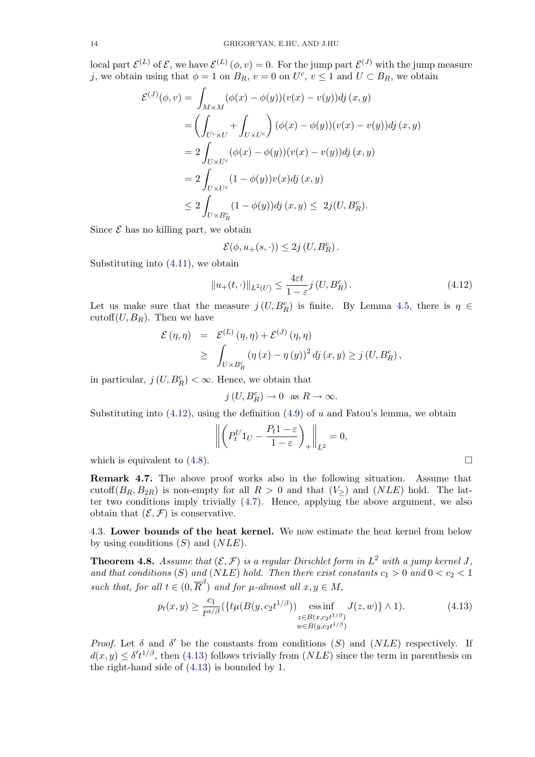local part $\mathcal{E}^{(L)}$ of $\mathcal{E}$, we have $\mathcal{E}^{(L)}(\phi, v) = 0$. For the jump part $\mathcal{E}^{(J)}$ with the jump measure $j$, we obtain using that $\phi = 1$ on $B_R$, $v = 0$ on $U^c$, $v \leq 1$ and $U \subset B_R$, we obtain

$$
\begin{aligned}
\mathcal{E}^{(J)}(\phi, v) &= \int_{M\times M} (\phi(x) - \phi(y))(v(x) - v(y))dj(x, y) \\
&= \left(\int_{U^c\times U} + \int_{U\times U^c}\right)(\phi(x) - \phi(y))(v(x) - v(y))dj(x, y) \\
&= 2\int_{U\times U^c} (\phi(x) - \phi(y))(v(x) - v(y))dj(x, y) \\
&= 2\int_{U\times U^c} (1 - \phi(y))v(x)dj(x, y) \\
&\leq 2\int_{U\times B_R^c} (1 - \phi(y))dj(x, y) \leq\ 2j(U, B_R^c).
\end{aligned}
$$

Since $\mathcal{E}$ has no killing part, we obtain

$$
\mathcal{E}(\phi, u_+(s, \cdot)) \leq 2j\left(U, B_R^c\right).
$$

Substituting into (4.11), we obtain

$$
\|u_+(t, \cdot)\|_{L^2(U)} \leq \frac{4\varepsilon t}{1 - \varepsilon} j\left(U, B_R^c\right). \tag{4.12}
$$

Let us make sure that the measure $j\left(U, B_R^c\right)$ is finite. By Lemma 4.5, there is $\eta \in \operatorname{cutoff}(U, B_R)$. Then we have

$$
\begin{aligned}
\mathcal{E}(\eta, \eta) &= \mathcal{E}^{(L)}(\eta, \eta) + \mathcal{E}^{(J)}(\eta, \eta) \\
&\geq \int_{U\times B_R^c} (\eta(x) - \eta(y))^2 dj(x, y) \geq j\left(U, B_R^c\right),
\end{aligned}
$$

in particular, $j\left(U, B_R^c\right) < \infty$. Hence, we obtain that

$$
j\left(U, B_R^c\right) \to 0 \quad \text{as } R \to \infty.
$$

Substituting into (4.12), using the definition (4.9) of $u$ and Fatou's lemma, we obtain

$$
\left\| \left(P_t^U 1_U - \frac{P_t 1 - \varepsilon}{1 - \varepsilon}\right)_+ \right\|_{L^2} = 0,
$$

which is equivalent to (4.8). $\square$

**Remark 4.7.** The above proof works also in the following situation. Assume that $\operatorname{cutoff}(B_R, B_{2R})$ is non-empty for all $R > 0$ and that $(V_\geq)$ and $(NLE)$ hold. The latter two conditions imply trivially (4.7). Hence, applying the above argument, we also obtain that $(\mathcal{E}, \mathcal{F})$ is conservative.

## 4.3. Lower bounds of the heat kernel.

We now estimate the heat kernel from below by using conditions $(S)$ and $(NLE)$.

**Theorem 4.8.** *Assume that $(\mathcal{E}, \mathcal{F})$ is a regular Dirichlet form in $L^2$ with a jump kernel $J$, and that conditions $(S)$ and $(NLE)$ hold. Then there exist constants $c_1 > 0$ and $0 < c_2 < 1$ such that, for all $t \in (0, \overline{R}^\beta)$ and for $\mu$-almost all $x, y \in M$,*

$$
p_t(x, y) \geq \frac{c_1}{t^{\alpha/\beta}} (\{t\mu(B(y, c_2 t^{1/\beta})) \operatorname*{ess\,inf}_{\substack{z\in B(x, c_2 t^{1/\beta}) \\ w\in B(y, c_2 t^{1/\beta})}} J(z, w)\} \wedge 1). \tag{4.13}
$$

*Proof.* Let $\delta$ and $\delta'$ be the constants from conditions $(S)$ and $(NLE)$ respectively. If $d(x, y) \leq \delta' t^{1/\beta}$, then (4.13) follows trivially from $(NLE)$ since the term in parenthesis on the right-hand side of (4.13) is bounded by 1.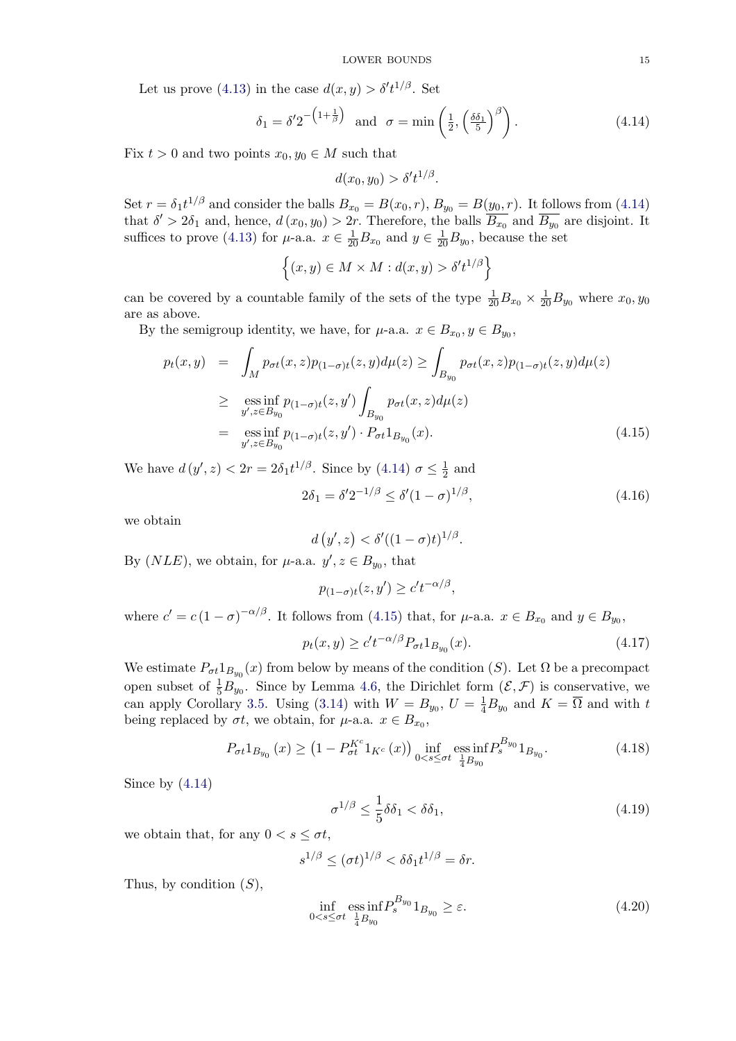Let us prove (4.13) in the case $d(x,y) > \delta' t^{1/\beta}$. Set

$$\delta_1 = \delta' 2^{-\left(1+\frac{1}{\beta}\right)} \text{ and } \sigma = \min\left(\frac{1}{2}, \left(\frac{\delta\delta_1}{5}\right)^\beta\right). \tag{4.14}$$

Fix $t > 0$ and two points $x_0, y_0 \in M$ such that

$$d(x_0, y_0) > \delta' t^{1/\beta}.$$

Set $r = \delta_1 t^{1/\beta}$ and consider the balls $B_{x_0} = B(x_0, r)$, $B_{y_0} = B(y_0, r)$. It follows from (4.14) that $\delta' > 2\delta_1$ and, hence, $d(x_0, y_0) > 2r$. Therefore, the balls $\overline{B_{x_0}}$ and $\overline{B_{y_0}}$ are disjoint. It suffices to prove (4.13) for $\mu$-a.a. $x \in \frac{1}{20}B_{x_0}$ and $y \in \frac{1}{20}B_{y_0}$, because the set

$$\left\{(x,y) \in M \times M : d(x,y) > \delta' t^{1/\beta}\right\}$$

can be covered by a countable family of the sets of the type $\frac{1}{20}B_{x_0} \times \frac{1}{20}B_{y_0}$ where $x_0, y_0$ are as above.

By the semigroup identity, we have, for $\mu$-a.a. $x \in B_{x_0}, y \in B_{y_0}$,

$$\begin{aligned}
p_t(x,y) &= \int_M p_{\sigma t}(x,z) p_{(1-\sigma)t}(z,y) d\mu(z) \geq \int_{B_{y_0}} p_{\sigma t}(x,z) p_{(1-\sigma)t}(z,y) d\mu(z) \\
&\geq \operatorname*{ess\,inf}_{y',z \in B_{y_0}} p_{(1-\sigma)t}(z,y') \int_{B_{y_0}} p_{\sigma t}(x,z) d\mu(z) \\
&= \operatorname*{ess\,inf}_{y',z \in B_{y_0}} p_{(1-\sigma)t}(z,y') \cdot P_{\sigma t} 1_{B_{y_0}}(x).
\end{aligned} \tag{4.15}$$

We have $d(y', z) < 2r = 2\delta_1 t^{1/\beta}$. Since by (4.14) $\sigma \leq \frac{1}{2}$ and

$$2\delta_1 = \delta' 2^{-1/\beta} \leq \delta'(1-\sigma)^{1/\beta}, \tag{4.16}$$

we obtain

$$d(y', z) < \delta'((1-\sigma)t)^{1/\beta}.$$

By $(NLE)$, we obtain, for $\mu$-a.a. $y', z \in B_{y_0}$, that

$$p_{(1-\sigma)t}(z, y') \geq c' t^{-\alpha/\beta},$$

where $c' = c(1-\sigma)^{-\alpha/\beta}$. It follows from (4.15) that, for $\mu$-a.a. $x \in B_{x_0}$ and $y \in B_{y_0}$,

$$p_t(x,y) \geq c' t^{-\alpha/\beta} P_{\sigma t} 1_{B_{y_0}}(x). \tag{4.17}$$

We estimate $P_{\sigma t} 1_{B_{y_0}}(x)$ from below by means of the condition $(S)$. Let $\Omega$ be a precompact open subset of $\frac{1}{5}B_{y_0}$. Since by Lemma 4.6, the Dirichlet form $(\mathcal{E}, \mathcal{F})$ is conservative, we can apply Corollary 3.5. Using (3.14) with $W = B_{y_0}$, $U = \frac{1}{4}B_{y_0}$ and $K = \overline{\Omega}$ and with $t$ being replaced by $\sigma t$, we obtain, for $\mu$-a.a. $x \in B_{x_0}$,

$$P_{\sigma t} 1_{B_{y_0}}(x) \geq \left(1 - P_{\sigma t}^{K^c} 1_{K^c}(x)\right) \inf_{0 < s \leq \sigma t} \operatorname*{ess\,inf}_{\frac{1}{4}B_{y_0}} P_s^{B_{y_0}} 1_{B_{y_0}}. \tag{4.18}$$

Since by (4.14)

$$\sigma^{1/\beta} \leq \frac{1}{5}\delta\delta_1 < \delta\delta_1, \tag{4.19}$$

we obtain that, for any $0 < s \leq \sigma t$,

$$s^{1/\beta} \leq (\sigma t)^{1/\beta} < \delta\delta_1 t^{1/\beta} = \delta r.$$

Thus, by condition $(S)$,

$$\inf_{0 < s \leq \sigma t} \operatorname*{ess\,inf}_{\frac{1}{4}B_{y_0}} P_s^{B_{y_0}} 1_{B_{y_0}} \geq \varepsilon. \tag{4.20}$$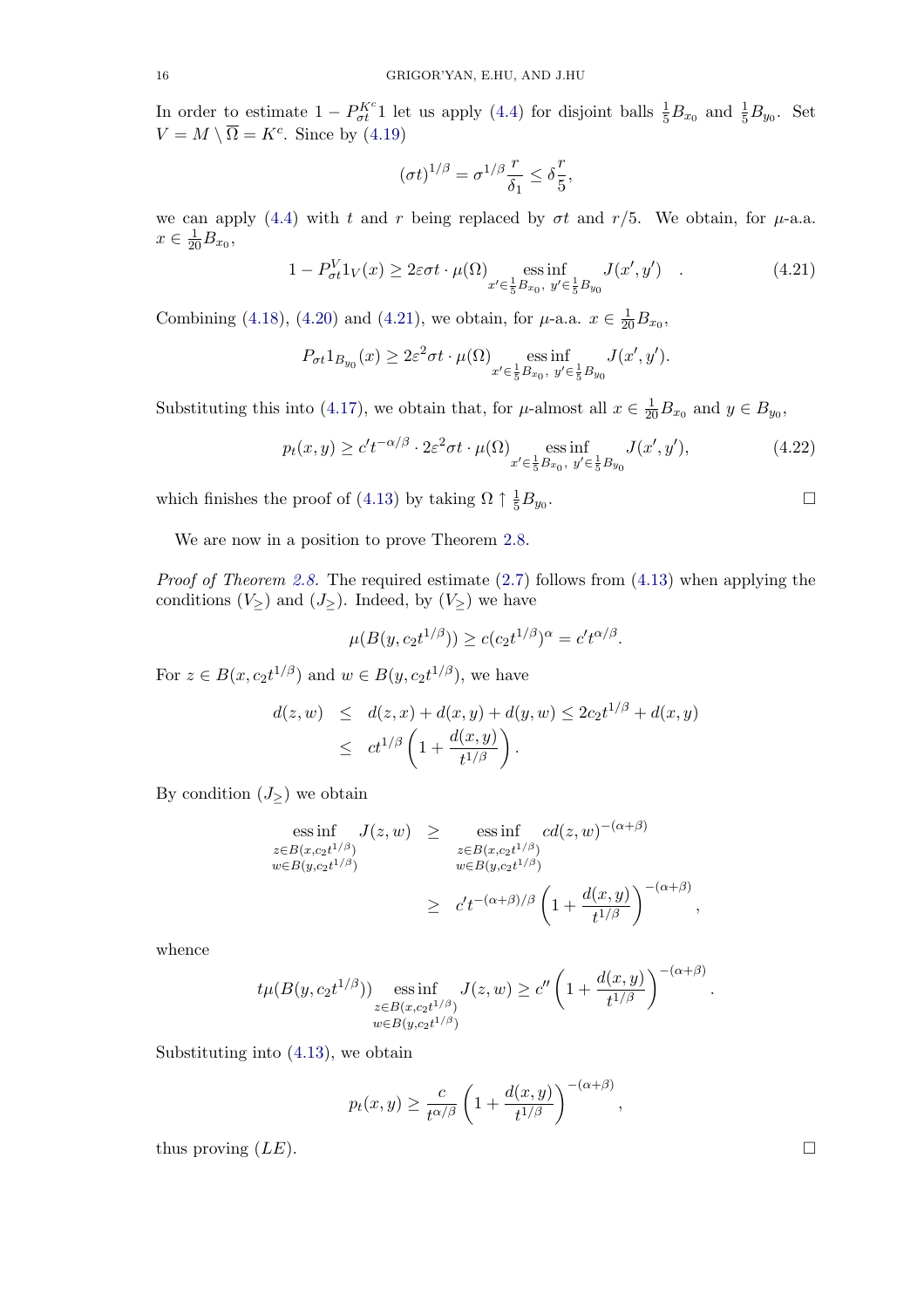In order to estimate $1 - P_{\sigma t}^{K^c} 1$ let us apply (4.4) for disjoint balls $\frac{1}{5}B_{x_0}$ and $\frac{1}{5}B_{y_0}$. Set $V = M \setminus \overline{\Omega} = K^c$. Since by (4.19)

$$(\sigma t)^{1/\beta} = \sigma^{1/\beta} \frac{r}{\delta_1} \leq \delta \frac{r}{5},$$

we can apply (4.4) with $t$ and $r$ being replaced by $\sigma t$ and $r/5$. We obtain, for $\mu$-a.a. $x \in \frac{1}{20}B_{x_0}$,

$$1 - P_{\sigma t}^{V} 1_V(x) \geq 2\varepsilon \sigma t \cdot \mu(\Omega) \operatorname*{ess\,inf}_{x' \in \frac{1}{5}B_{x_0},\, y' \in \frac{1}{5}B_{y_0}} J(x', y') \quad . \tag{4.21}$$

Combining (4.18), (4.20) and (4.21), we obtain, for $\mu$-a.a. $x \in \frac{1}{20}B_{x_0}$,

$$P_{\sigma t} 1_{B_{y_0}}(x) \geq 2\varepsilon^2 \sigma t \cdot \mu(\Omega) \operatorname*{ess\,inf}_{x' \in \frac{1}{5}B_{x_0},\, y' \in \frac{1}{5}B_{y_0}} J(x', y').$$

Substituting this into (4.17), we obtain that, for $\mu$-almost all $x \in \frac{1}{20}B_{x_0}$ and $y \in B_{y_0}$,

$$p_t(x, y) \geq c' t^{-\alpha/\beta} \cdot 2\varepsilon^2 \sigma t \cdot \mu(\Omega) \operatorname*{ess\,inf}_{x' \in \frac{1}{5}B_{x_0},\, y' \in \frac{1}{5}B_{y_0}} J(x', y'), \tag{4.22}$$

which finishes the proof of (4.13) by taking $\Omega \uparrow \frac{1}{5}B_{y_0}$. $\square$

We are now in a position to prove Theorem 2.8.

*Proof of Theorem 2.8.* The required estimate (2.7) follows from (4.13) when applying the conditions $(V_\geq)$ and $(J_\geq)$. Indeed, by $(V_\geq)$ we have

$$\mu(B(y, c_2 t^{1/\beta})) \geq c(c_2 t^{1/\beta})^\alpha = c' t^{\alpha/\beta}.$$

For $z \in B(x, c_2 t^{1/\beta})$ and $w \in B(y, c_2 t^{1/\beta})$, we have

$$\begin{aligned} d(z, w) &\leq d(z, x) + d(x, y) + d(y, w) \leq 2c_2 t^{1/\beta} + d(x, y) \\ &\leq c t^{1/\beta} \left(1 + \frac{d(x, y)}{t^{1/\beta}}\right). \end{aligned}$$

By condition $(J_\geq)$ we obtain

$$\begin{aligned} \operatorname*{ess\,inf}_{\substack{z \in B(x, c_2 t^{1/\beta}) \\ w \in B(y, c_2 t^{1/\beta})}} J(z, w) &\geq \operatorname*{ess\,inf}_{\substack{z \in B(x, c_2 t^{1/\beta}) \\ w \in B(y, c_2 t^{1/\beta})}} c d(z, w)^{-(\alpha+\beta)} \\ &\geq c' t^{-(\alpha+\beta)/\beta} \left(1 + \frac{d(x, y)}{t^{1/\beta}}\right)^{-(\alpha+\beta)}, \end{aligned}$$

whence

$$t\mu(B(y, c_2 t^{1/\beta})) \operatorname*{ess\,inf}_{\substack{z \in B(x, c_2 t^{1/\beta}) \\ w \in B(y, c_2 t^{1/\beta})}} J(z, w) \geq c'' \left(1 + \frac{d(x, y)}{t^{1/\beta}}\right)^{-(\alpha+\beta)}.$$

Substituting into (4.13), we obtain

$$p_t(x, y) \geq \frac{c}{t^{\alpha/\beta}} \left(1 + \frac{d(x, y)}{t^{1/\beta}}\right)^{-(\alpha+\beta)},$$

thus proving $(LE)$. $\square$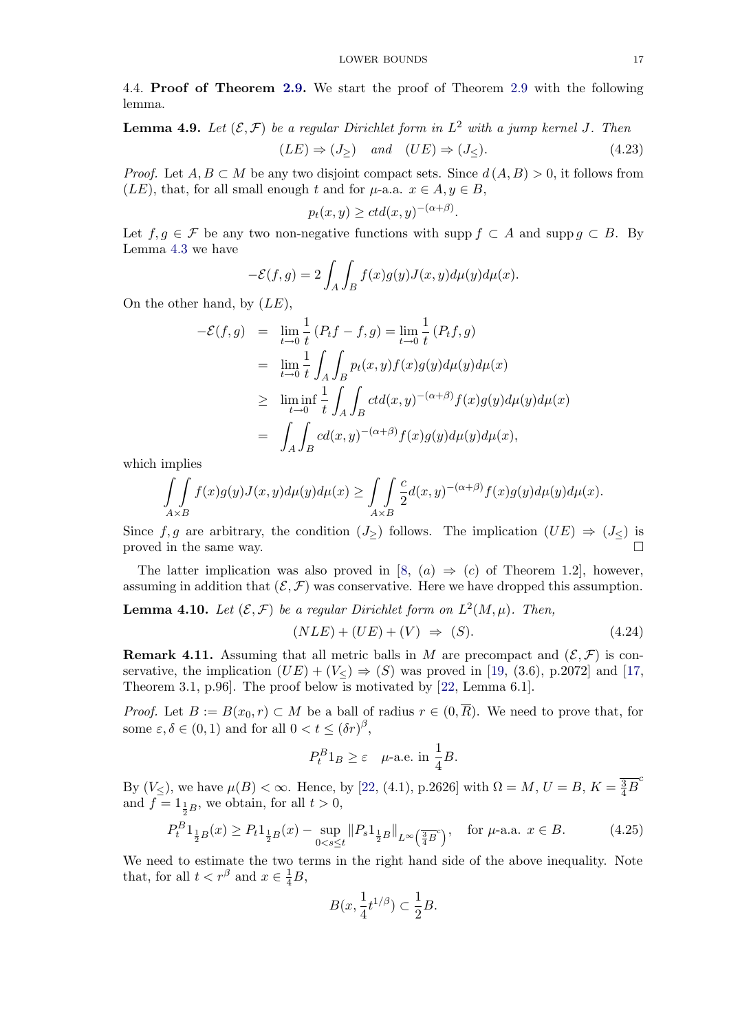4.4. **Proof of Theorem 2.9.** We start the proof of Theorem 2.9 with the following lemma.

**Lemma 4.9.** *Let $(\mathcal{E}, \mathcal{F})$ be a regular Dirichlet form in $L^2$ with a jump kernel $J$. Then*

$$(LE) \Rightarrow (J_{\geq}) \quad \text{and} \quad (UE) \Rightarrow (J_{\leq}). \tag{4.23}$$

*Proof.* Let $A, B \subset M$ be any two disjoint compact sets. Since $d(A, B) > 0$, it follows from $(LE)$, that, for all small enough $t$ and for $\mu$-a.a. $x \in A, y \in B$,

$$p_t(x, y) \geq ctd(x, y)^{-(\alpha+\beta)}.$$

Let $f, g \in \mathcal{F}$ be any two non-negative functions with $\operatorname{supp} f \subset A$ and $\operatorname{supp} g \subset B$. By Lemma 4.3 we have

$$-\mathcal{E}(f, g) = 2 \int_A \int_B f(x)g(y)J(x, y)d\mu(y)d\mu(x).$$

On the other hand, by $(LE)$,

$$\begin{aligned}
-\mathcal{E}(f, g) &= \lim_{t \to 0} \frac{1}{t} (P_t f - f, g) = \lim_{t \to 0} \frac{1}{t} (P_t f, g) \\
&= \lim_{t \to 0} \frac{1}{t} \int_A \int_B p_t(x, y) f(x) g(y) d\mu(y) d\mu(x) \\
&\geq \liminf_{t \to 0} \frac{1}{t} \int_A \int_B ctd(x, y)^{-(\alpha+\beta)} f(x) g(y) d\mu(y) d\mu(x) \\
&= \int_A \int_B cd(x, y)^{-(\alpha+\beta)} f(x) g(y) d\mu(y) d\mu(x),
\end{aligned}$$

which implies

$$\iint_{A \times B} f(x)g(y)J(x, y)d\mu(y)d\mu(x) \geq \iint_{A \times B} \frac{c}{2} d(x, y)^{-(\alpha+\beta)} f(x)g(y)d\mu(y)d\mu(x).$$

Since $f, g$ are arbitrary, the condition $(J_{\geq})$ follows. The implication $(UE) \Rightarrow (J_{\leq})$ is proved in the same way. $\square$

The latter implication was also proved in [8, $(a) \Rightarrow (c)$ of Theorem 1.2], however, assuming in addition that $(\mathcal{E}, \mathcal{F})$ was conservative. Here we have dropped this assumption.

**Lemma 4.10.** *Let $(\mathcal{E}, \mathcal{F})$ be a regular Dirichlet form on $L^2(M, \mu)$. Then,*

$$(NLE) + (UE) + (V) \;\Rightarrow\; (S). \tag{4.24}$$

**Remark 4.11.** Assuming that all metric balls in $M$ are precompact and $(\mathcal{E}, \mathcal{F})$ is conservative, the implication $(UE) + (V_{\leq}) \Rightarrow (S)$ was proved in [19, (3.6), p.2072] and [17, Theorem 3.1, p.96]. The proof below is motivated by [22, Lemma 6.1].

*Proof.* Let $B := B(x_0, r) \subset M$ be a ball of radius $r \in (0, \overline{R})$. We need to prove that, for some $\varepsilon, \delta \in (0, 1)$ and for all $0 < t \leq (\delta r)^\beta$,

$$P_t^B 1_B \geq \varepsilon \quad \mu\text{-a.e. in } \frac{1}{4}B.$$

By $(V_{\leq})$, we have $\mu(B) < \infty$. Hence, by [22, (4.1), p.2626] with $\Omega = M$, $U = B$, $K = \overline{\frac{3}{4}B}^c$ and $f = 1_{\frac{1}{2}B}$, we obtain, for all $t > 0$,

$$P_t^B 1_{\frac{1}{2}B}(x) \geq P_t 1_{\frac{1}{2}B}(x) - \sup_{0 < s \leq t} \|P_s 1_{\frac{1}{2}B}\|_{L^\infty\left(\frac{3}{4}B^c\right)}, \quad \text{for } \mu\text{-a.a. } x \in B. \tag{4.25}$$

We need to estimate the two terms in the right hand side of the above inequality. Note that, for all $t < r^\beta$ and $x \in \frac{1}{4}B$,

$$B(x, \frac{1}{4}t^{1/\beta}) \subset \frac{1}{2}B.$$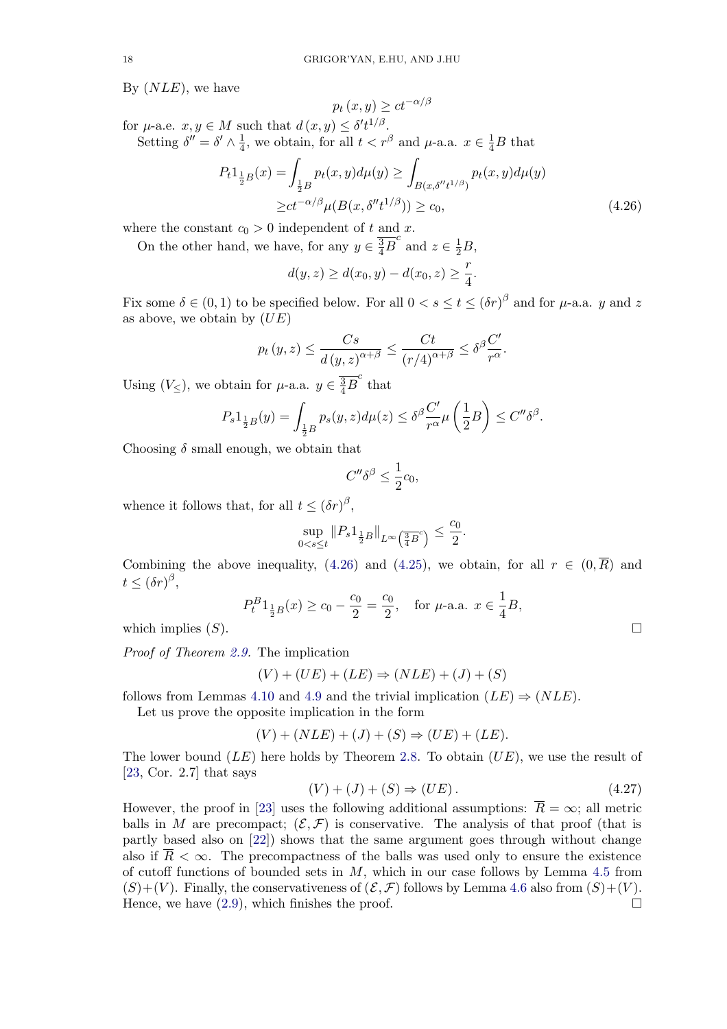By $(NLE)$, we have

$$p_t(x,y) \geq ct^{-\alpha/\beta}$$

for $\mu$-a.e. $x, y \in M$ such that $d(x,y) \leq \delta' t^{1/\beta}$.

Setting $\delta'' = \delta' \wedge \frac{1}{4}$, we obtain, for all $t < r^\beta$ and $\mu$-a.a. $x \in \frac{1}{4}B$ that

$$\begin{aligned} P_t 1_{\frac{1}{2}B}(x) = \int_{\frac{1}{2}B} p_t(x,y) d\mu(y) &\geq \int_{B(x,\delta'' t^{1/\beta})} p_t(x,y) d\mu(y) \\ &\geq ct^{-\alpha/\beta} \mu(B(x, \delta'' t^{1/\beta})) \geq c_0, \end{aligned} \tag{4.26}$$

where the constant $c_0 > 0$ independent of $t$ and $x$.

On the other hand, we have, for any $y \in \overline{\frac{3}{4}B}^c$ and $z \in \frac{1}{2}B$,

$$d(y,z) \geq d(x_0, y) - d(x_0, z) \geq \frac{r}{4}.$$

Fix some $\delta \in (0,1)$ to be specified below. For all $0 < s \leq t \leq (\delta r)^\beta$ and for $\mu$-a.a. $y$ and $z$ as above, we obtain by $(UE)$

$$p_t(y,z) \leq \frac{Cs}{d(y,z)^{\alpha+\beta}} \leq \frac{Ct}{(r/4)^{\alpha+\beta}} \leq \delta^\beta \frac{C'}{r^\alpha}.$$

Using $(V_\leq)$, we obtain for $\mu$-a.a. $y \in \overline{\frac{3}{4}B}^c$ that

$$P_s 1_{\frac{1}{2}B}(y) = \int_{\frac{1}{2}B} p_s(y,z) d\mu(z) \leq \delta^\beta \frac{C'}{r^\alpha} \mu\left(\frac{1}{2}B\right) \leq C'' \delta^\beta.$$

Choosing $\delta$ small enough, we obtain that

$$C'' \delta^\beta \leq \frac{1}{2} c_0,$$

whence it follows that, for all $t \leq (\delta r)^\beta$,

$$\sup_{0 < s \leq t} \|P_s 1_{\frac{1}{2}B}\|_{L^\infty\left(\overline{\frac{3}{4}B}^c\right)} \leq \frac{c_0}{2}.$$

Combining the above inequality, (4.26) and (4.25), we obtain, for all $r \in (0, \overline{R})$ and $t \leq (\delta r)^\beta$,

$$P_t^B 1_{\frac{1}{2}B}(x) \geq c_0 - \frac{c_0}{2} = \frac{c_0}{2}, \quad \text{for } \mu\text{-a.a. } x \in \frac{1}{4}B,$$

which implies $(S)$. $\square$

*Proof of Theorem 2.9.* The implication

$$(V) + (UE) + (LE) \Rightarrow (NLE) + (J) + (S)$$

follows from Lemmas 4.10 and 4.9 and the trivial implication $(LE) \Rightarrow (NLE)$.

Let us prove the opposite implication in the form

$$(V) + (NLE) + (J) + (S) \Rightarrow (UE) + (LE).$$

The lower bound $(LE)$ here holds by Theorem 2.8. To obtain $(UE)$, we use the result of [23, Cor. 2.7] that says

$$(V) + (J) + (S) \Rightarrow (UE). \tag{4.27}$$

However, the proof in [23] uses the following additional assumptions: $\overline{R} = \infty$; all metric balls in $M$ are precompact; $(\mathcal{E}, \mathcal{F})$ is conservative. The analysis of that proof (that is partly based also on [22]) shows that the same argument goes through without change also if $\overline{R} < \infty$. The precompactness of the balls was used only to ensure the existence of cutoff functions of bounded sets in $M$, which in our case follows by Lemma 4.5 from $(S)$+$(V)$. Finally, the conservativeness of $(\mathcal{E}, \mathcal{F})$ follows by Lemma 4.6 also from $(S)$+$(V)$. Hence, we have (2.9), which finishes the proof. $\square$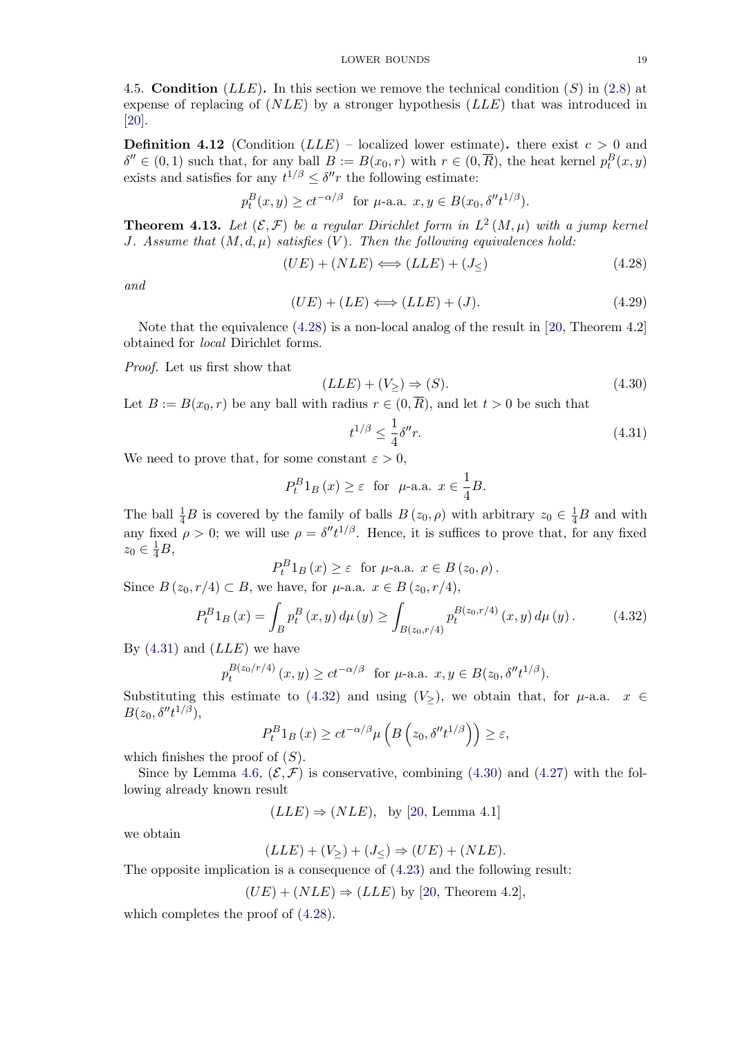4.5. **Condition** $(LLE)$**.** In this section we remove the technical condition $(S)$ in (2.8) at expense of replacing of $(NLE)$ by a stronger hypothesis $(LLE)$ that was introduced in [20].

**Definition 4.12** (Condition $(LLE)$ – localized lower estimate)**.** there exist $c > 0$ and $\delta'' \in (0,1)$ such that, for any ball $B := B(x_0, r)$ with $r \in (0, \overline{R})$, the heat kernel $p_t^B(x,y)$ exists and satisfies for any $t^{1/\beta} \le \delta'' r$ the following estimate:

$$p_t^B(x,y) \ge c t^{-\alpha/\beta} \text{ for } \mu\text{-a.a. } x, y \in B(x_0, \delta'' t^{1/\beta}).$$

**Theorem 4.13.** *Let* $(\mathcal{E}, \mathcal{F})$ *be a regular Dirichlet form in* $L^2(M, \mu)$ *with a jump kernel* $J$. *Assume that* $(M, d, \mu)$ *satisfies* $(V)$. *Then the following equivalences hold:*

$$(UE) + (NLE) \Longleftrightarrow (LLE) + (J_{\le}) \tag{4.28}$$

*and*

$$(UE) + (LE) \Longleftrightarrow (LLE) + (J). \tag{4.29}$$

Note that the equivalence (4.28) is a non-local analog of the result in [20, Theorem 4.2] obtained for *local* Dirichlet forms.

*Proof.* Let us first show that

$$(LLE) + (V_{\ge}) \Rightarrow (S). \tag{4.30}$$

Let $B := B(x_0, r)$ be any ball with radius $r \in (0, \overline{R})$, and let $t > 0$ be such that

$$t^{1/\beta} \le \frac{1}{4}\delta'' r. \tag{4.31}$$

We need to prove that, for some constant $\varepsilon > 0$,

$$P_t^B 1_B(x) \ge \varepsilon \text{ for } \mu\text{-a.a. } x \in \frac{1}{4}B.$$

The ball $\frac{1}{4}B$ is covered by the family of balls $B(z_0, \rho)$ with arbitrary $z_0 \in \frac{1}{4}B$ and with any fixed $\rho > 0$; we will use $\rho = \delta'' t^{1/\beta}$. Hence, it is suffices to prove that, for any fixed $z_0 \in \frac{1}{4}B$,

$$P_t^B 1_B(x) \ge \varepsilon \text{ for } \mu\text{-a.a. } x \in B(z_0, \rho).$$

Since $B(z_0, r/4) \subset B$, we have, for $\mu$-a.a. $x \in B(z_0, r/4)$,

$$P_t^B 1_B(x) = \int_B p_t^B(x,y)\, d\mu(y) \ge \int_{B(z_0, r/4)} p_t^{B(z_0, r/4)}(x,y)\, d\mu(y). \tag{4.32}$$

By (4.31) and $(LLE)$ we have

$$p_t^{B(z_0/r/4)}(x,y) \ge c t^{-\alpha/\beta} \text{ for } \mu\text{-a.a. } x, y \in B(z_0, \delta'' t^{1/\beta}).$$

Substituting this estimate to (4.32) and using $(V_{\ge})$, we obtain that, for $\mu$-a.a. $x \in B(z_0, \delta'' t^{1/\beta})$,

$$P_t^B 1_B(x) \ge c t^{-\alpha/\beta} \mu\left(B\left(z_0, \delta'' t^{1/\beta}\right)\right) \ge \varepsilon,$$

which finishes the proof of $(S)$.

Since by Lemma 4.6, $(\mathcal{E}, \mathcal{F})$ is conservative, combining (4.30) and (4.27) with the following already known result

$$(LLE) \Rightarrow (NLE), \text{ by [20, Lemma 4.1]}$$

we obtain

$$(LLE) + (V_{\ge}) + (J_{\le}) \Rightarrow (UE) + (NLE).$$

The opposite implication is a consequence of (4.23) and the following result:

$$(UE) + (NLE) \Rightarrow (LLE) \text{ by [20, Theorem 4.2]},$$

which completes the proof of (4.28).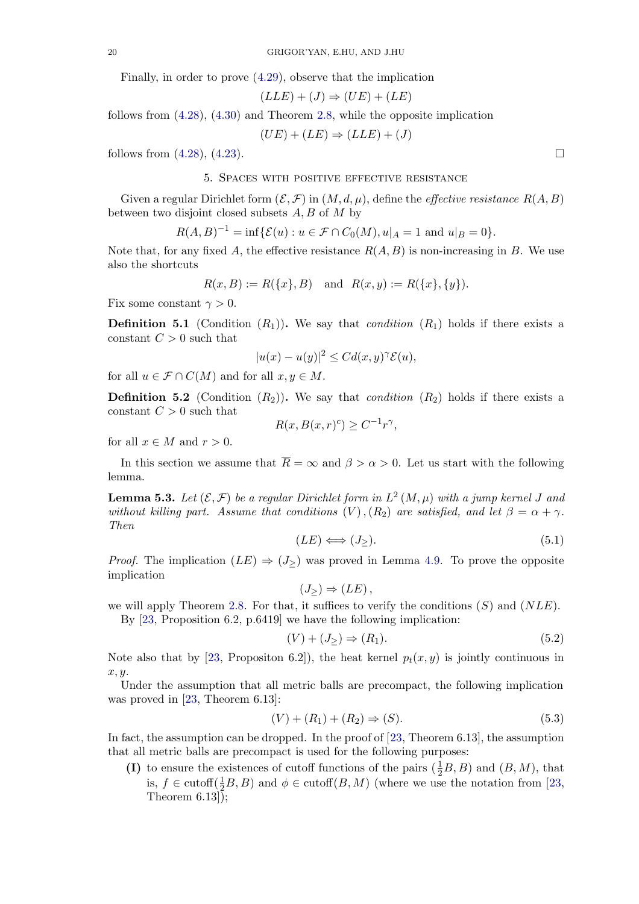Finally, in order to prove (4.29), observe that the implication

$$(LLE) + (J) \Rightarrow (UE) + (LE)$$

follows from (4.28), (4.30) and Theorem 2.8, while the opposite implication

$$(UE) + (LE) \Rightarrow (LLE) + (J)$$

follows from (4.28), (4.23). $\square$

## 5. Spaces with positive effective resistance

Given a regular Dirichlet form $(\mathcal{E}, \mathcal{F})$ in $(M, d, \mu)$, define the *effective resistance* $R(A, B)$ between two disjoint closed subsets $A, B$ of $M$ by

$$R(A, B)^{-1} = \inf\{\mathcal{E}(u) : u \in \mathcal{F} \cap C_0(M), u|_A = 1 \text{ and } u|_B = 0\}.$$

Note that, for any fixed $A$, the effective resistance $R(A, B)$ is non-increasing in $B$. We use also the shortcuts

$$R(x, B) := R(\{x\}, B) \quad \text{and} \quad R(x, y) := R(\{x\}, \{y\}).$$

Fix some constant $\gamma > 0$.

**Definition 5.1** (Condition $(R_1)$)**.** We say that *condition* $(R_1)$ holds if there exists a constant $C > 0$ such that

$$|u(x) - u(y)|^2 \leq C d(x, y)^{\gamma} \mathcal{E}(u),$$

for all $u \in \mathcal{F} \cap C(M)$ and for all $x, y \in M$.

**Definition 5.2** (Condition $(R_2)$)**.** We say that *condition* $(R_2)$ holds if there exists a constant $C > 0$ such that

$$R(x, B(x, r)^c) \geq C^{-1} r^{\gamma},$$

for all $x \in M$ and $r > 0$.

In this section we assume that $\overline{R} = \infty$ and $\beta > \alpha > 0$. Let us start with the following lemma.

**Lemma 5.3.** *Let $(\mathcal{E}, \mathcal{F})$ be a regular Dirichlet form in $L^2(M, \mu)$ with a jump kernel $J$ and without killing part. Assume that conditions $(V), (R_2)$ are satisfied, and let $\beta = \alpha + \gamma$. Then*

$$(LE) \Longleftrightarrow (J_{\geq}). \tag{5.1}$$

*Proof.* The implication $(LE) \Rightarrow (J_{\geq})$ was proved in Lemma 4.9. To prove the opposite implication

$$(J_{\geq}) \Rightarrow (LE),$$

we will apply Theorem 2.8. For that, it suffices to verify the conditions $(S)$ and $(NLE)$.

By [23, Proposition 6.2, p.6419] we have the following implication:

$$(V) + (J_{\geq}) \Rightarrow (R_1). \tag{5.2}$$

Note also that by [23, Propositon 6.2]), the heat kernel $p_t(x, y)$ is jointly continuous in $x, y$.

Under the assumption that all metric balls are precompact, the following implication was proved in [23, Theorem 6.13]:

$$(V) + (R_1) + (R_2) \Rightarrow (S). \tag{5.3}$$

In fact, the assumption can be dropped. In the proof of [23, Theorem 6.13], the assumption that all metric balls are precompact is used for the following purposes:

- **(I)** to ensure the existences of cutoff functions of the pairs $(\frac{1}{2}B, B)$ and $(B, M)$, that is, $f \in \text{cutoff}(\frac{1}{2}B, B)$ and $\phi \in \text{cutoff}(B, M)$ (where we use the notation from [23, Theorem 6.13]);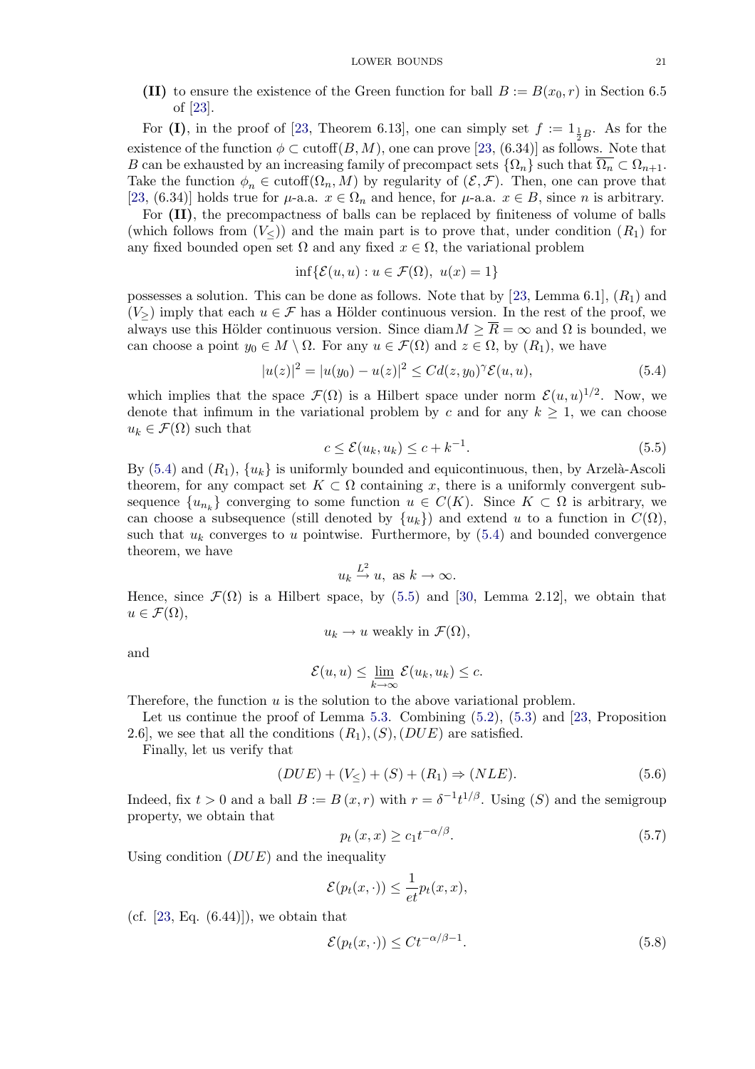**(II)** to ensure the existence of the Green function for ball $B := B(x_0, r)$ in Section 6.5 of [23].

For **(I)**, in the proof of [23, Theorem 6.13], one can simply set $f := 1_{\frac{1}{2}B}$. As for the existence of the function $\phi \subset \mathrm{cutoff}(B, M)$, one can prove [23, (6.34)] as follows. Note that $B$ can be exhausted by an increasing family of precompact sets $\{\Omega_n\}$ such that $\overline{\Omega_n} \subset \Omega_{n+1}$. Take the function $\phi_n \in \mathrm{cutoff}(\Omega_n, M)$ by regularity of $(\mathcal{E}, \mathcal{F})$. Then, one can prove that [23, (6.34)] holds true for $\mu$-a.a. $x \in \Omega_n$ and hence, for $\mu$-a.a. $x \in B$, since $n$ is arbitrary.

For **(II)**, the precompactness of balls can be replaced by finiteness of volume of balls (which follows from $(V_{\leq})$) and the main part is to prove that, under condition $(R_1)$ for any fixed bounded open set $\Omega$ and any fixed $x \in \Omega$, the variational problem

$$\inf\{\mathcal{E}(u,u) : u \in \mathcal{F}(\Omega),\ u(x) = 1\}$$

possesses a solution. This can be done as follows. Note that by [23, Lemma 6.1], $(R_1)$ and $(V_{\geq})$ imply that each $u \in \mathcal{F}$ has a Hölder continuous version. In the rest of the proof, we always use this Hölder continuous version. Since $\operatorname{diam} M \geq \overline{R} = \infty$ and $\Omega$ is bounded, we can choose a point $y_0 \in M \setminus \Omega$. For any $u \in \mathcal{F}(\Omega)$ and $z \in \Omega$, by $(R_1)$, we have

$$|u(z)|^2 = |u(y_0) - u(z)|^2 \leq C d(z, y_0)^\gamma \mathcal{E}(u,u), \tag{5.4}$$

which implies that the space $\mathcal{F}(\Omega)$ is a Hilbert space under norm $\mathcal{E}(u,u)^{1/2}$. Now, we denote that infimum in the variational problem by $c$ and for any $k \geq 1$, we can choose $u_k \in \mathcal{F}(\Omega)$ such that

$$c \leq \mathcal{E}(u_k, u_k) \leq c + k^{-1}. \tag{5.5}$$

By (5.4) and $(R_1)$, $\{u_k\}$ is uniformly bounded and equicontinuous, then, by Arzelà-Ascoli theorem, for any compact set $K \subset \Omega$ containing $x$, there is a uniformly convergent subsequence $\{u_{n_k}\}$ converging to some function $u \in C(K)$. Since $K \subset \Omega$ is arbitrary, we can choose a subsequence (still denoted by $\{u_k\}$) and extend $u$ to a function in $C(\Omega)$, such that $u_k$ converges to $u$ pointwise. Furthermore, by (5.4) and bounded convergence theorem, we have

$$u_k \xrightarrow{L^2} u, \text{ as } k \to \infty.$$

Hence, since $\mathcal{F}(\Omega)$ is a Hilbert space, by (5.5) and [30, Lemma 2.12], we obtain that $u \in \mathcal{F}(\Omega)$,

$$u_k \to u \text{ weakly in } \mathcal{F}(\Omega),$$

and

$$\mathcal{E}(u,u) \leq \varliminf_{k \to \infty} \mathcal{E}(u_k, u_k) \leq c.$$

Therefore, the function $u$ is the solution to the above variational problem.

Let us continue the proof of Lemma 5.3. Combining (5.2), (5.3) and [23, Proposition 2.6], we see that all the conditions $(R_1), (S), (DUE)$ are satisfied.

Finally, let us verify that

$$(DUE) + (V_{\leq}) + (S) + (R_1) \Rightarrow (NLE). \tag{5.6}$$

Indeed, fix $t > 0$ and a ball $B := B(x, r)$ with $r = \delta^{-1} t^{1/\beta}$. Using $(S)$ and the semigroup property, we obtain that

$$p_t(x, x) \geq c_1 t^{-\alpha/\beta}. \tag{5.7}$$

Using condition $(DUE)$ and the inequality

$$\mathcal{E}(p_t(x, \cdot)) \leq \frac{1}{et} p_t(x, x),$$

(cf. [23, Eq. (6.44)]), we obtain that

$$\mathcal{E}(p_t(x, \cdot)) \leq C t^{-\alpha/\beta - 1}. \tag{5.8}$$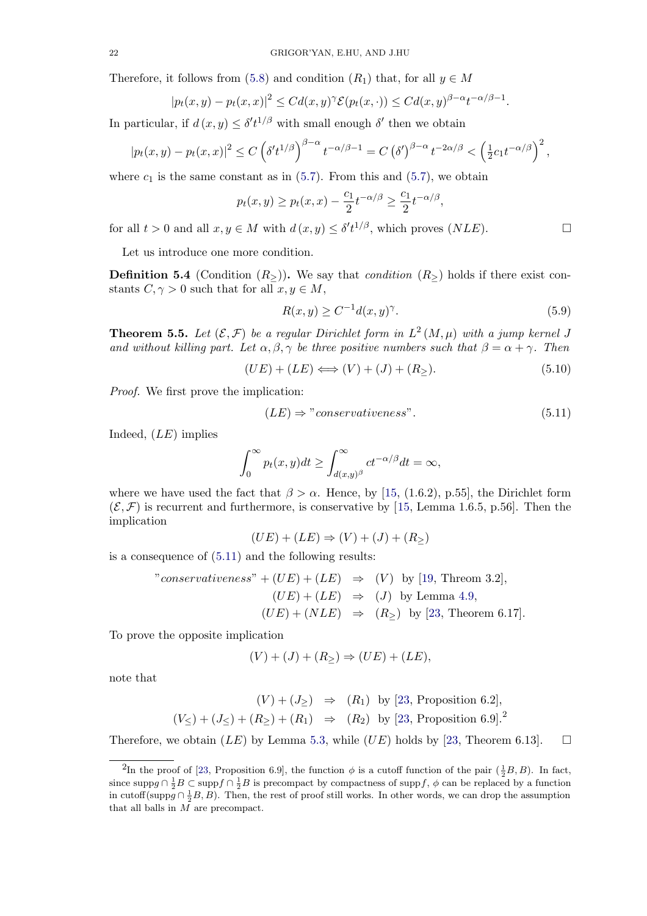Therefore, it follows from (5.8) and condition $(R_1)$ that, for all $y \in M$

$$|p_t(x,y) - p_t(x,x)|^2 \le C d(x,y)^\gamma \mathcal{E}(p_t(x,\cdot)) \le C d(x,y)^{\beta-\alpha} t^{-\alpha/\beta - 1}.$$

In particular, if $d(x,y) \le \delta' t^{1/\beta}$ with small enough $\delta'$ then we obtain

$$|p_t(x,y) - p_t(x,x)|^2 \le C \left(\delta' t^{1/\beta}\right)^{\beta-\alpha} t^{-\alpha/\beta-1} = C \left(\delta'\right)^{\beta-\alpha} t^{-2\alpha/\beta} < \left(\tfrac{1}{2} c_1 t^{-\alpha/\beta}\right)^2,$$

where $c_1$ is the same constant as in (5.7). From this and (5.7), we obtain

$$p_t(x,y) \ge p_t(x,x) - \frac{c_1}{2} t^{-\alpha/\beta} \ge \frac{c_1}{2} t^{-\alpha/\beta},$$

for all $t > 0$ and all $x, y \in M$ with $d(x,y) \le \delta' t^{1/\beta}$, which proves $(NLE)$. $\square$

Let us introduce one more condition.

**Definition 5.4** (Condition $(R_\ge)$)**.** We say that *condition* $(R_\ge)$ holds if there exist constants $C, \gamma > 0$ such that for all $x, y \in M$,

$$R(x,y) \ge C^{-1} d(x,y)^\gamma. \tag{5.9}$$

**Theorem 5.5.** *Let $(\mathcal{E}, \mathcal{F})$ be a regular Dirichlet form in $L^2(M,\mu)$ with a jump kernel $J$ and without killing part. Let $\alpha, \beta, \gamma$ be three positive numbers such that $\beta = \alpha + \gamma$. Then*

$$(UE) + (LE) \Longleftrightarrow (V) + (J) + (R_\ge). \tag{5.10}$$

*Proof.* We first prove the implication:

$$(LE) \Rightarrow \text{"}conservativeness\text{"}. \tag{5.11}$$

Indeed, $(LE)$ implies

$$\int_0^\infty p_t(x,y)dt \ge \int_{d(x,y)^\beta}^\infty c t^{-\alpha/\beta} dt = \infty,$$

where we have used the fact that $\beta > \alpha$. Hence, by [15, (1.6.2), p.55], the Dirichlet form $(\mathcal{E}, \mathcal{F})$ is recurrent and furthermore, is conservative by [15, Lemma 1.6.5, p.56]. Then the implication

$$(UE) + (LE) \Rightarrow (V) + (J) + (R_\ge)$$

is a consequence of (5.11) and the following results:

$$\begin{aligned}
\text{"}conservativeness\text{"} + (UE) + (LE) \quad &\Rightarrow \quad (V) \;\text{ by [19, Threom 3.2]},\\
(UE) + (LE) \quad &\Rightarrow \quad (J) \;\text{ by Lemma 4.9},\\
(UE) + (NLE) \quad &\Rightarrow \quad (R_\ge) \;\text{ by [23, Theorem 6.17]}.
\end{aligned}$$

To prove the opposite implication

$$(V) + (J) + (R_\ge) \Rightarrow (UE) + (LE),$$

note that

$$\begin{aligned}
(V) + (J_\ge) \quad &\Rightarrow \quad (R_1) \;\text{ by [23, Proposition 6.2]},\\
(V_\le) + (J_\le) + (R_\ge) + (R_1) \quad &\Rightarrow \quad (R_2) \;\text{ by [23, Proposition 6.9].[2]}
\end{aligned}$$

Therefore, we obtain $(LE)$ by Lemma 5.3, while $(UE)$ holds by [23, Theorem 6.13]. $\square$

---

[2] In the proof of [23, Proposition 6.9], the function $\phi$ is a cutoff function of the pair $(\frac{1}{2}B, B)$. In fact, since $\text{supp} g \cap \frac{1}{2}B \subset \text{supp} f \cap \frac{1}{2}B$ is precompact by compactness of $\text{supp} f$, $\phi$ can be replaced by a function in $\text{cutoff}(\text{supp} g \cap \frac{1}{2}B, B)$. Then, the rest of proof still works. In other words, we can drop the assumption that all balls in $M$ are precompact.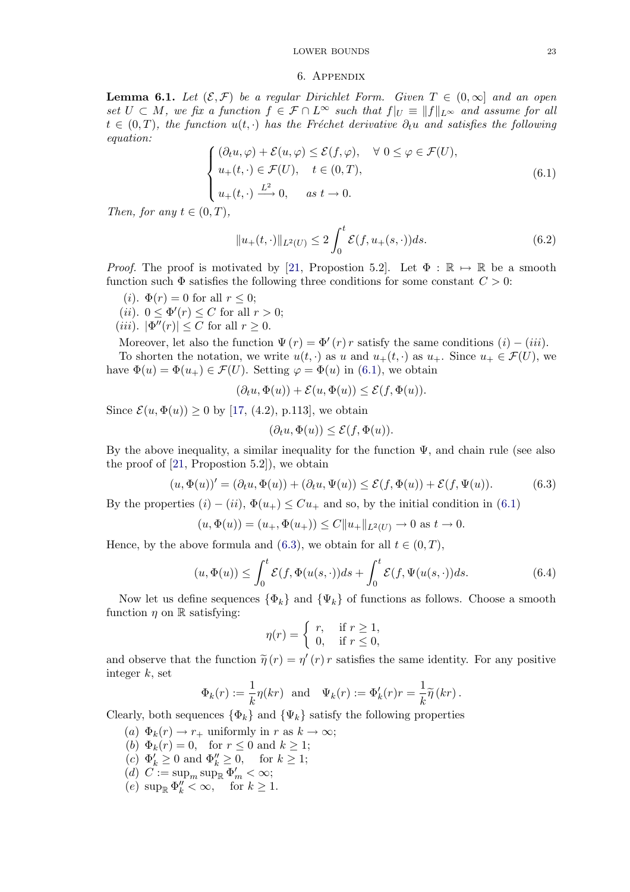## 6. Appendix

**Lemma 6.1.** *Let $(\mathcal{E}, \mathcal{F})$ be a regular Dirichlet Form. Given $T \in (0, \infty]$ and an open set $U \subset M$, we fix a function $f \in \mathcal{F} \cap L^\infty$ such that $f|_U \equiv \|f\|_{L^\infty}$ and assume for all $t \in (0, T)$, the function $u(t, \cdot)$ has the Fréchet derivative $\partial_t u$ and satisfies the following equation:*

$$
\begin{cases}
(\partial_t u, \varphi) + \mathcal{E}(u, \varphi) \leq \mathcal{E}(f, \varphi), \quad \forall\ 0 \leq \varphi \in \mathcal{F}(U), \\
u_+(t, \cdot) \in \mathcal{F}(U), \quad t \in (0, T), \\
u_+(t, \cdot) \xrightarrow{L^2} 0, \quad \text{as } t \to 0.
\end{cases}
\tag{6.1}
$$

*Then, for any $t \in (0, T)$,*

$$
\|u_+(t, \cdot)\|_{L^2(U)} \leq 2 \int_0^t \mathcal{E}(f, u_+(s, \cdot)) ds. \tag{6.2}
$$

*Proof.* The proof is motivated by [21, Propostion 5.2]. Let $\Phi : \mathbb{R} \mapsto \mathbb{R}$ be a smooth function such $\Phi$ satisfies the following three conditions for some constant $C > 0$:

- $(i)$. $\Phi(r) = 0$ for all $r \leq 0$;
- $(ii)$. $0 \leq \Phi'(r) \leq C$ for all $r > 0$;
- $(iii)$. $|\Phi''(r)| \leq C$ for all $r \geq 0$.

Moreover, let also the function $\Psi(r) = \Phi'(r) r$ satisfy the same conditions $(i) - (iii)$.

To shorten the notation, we write $u(t, \cdot)$ as $u$ and $u_+(t, \cdot)$ as $u_+$. Since $u_+ \in \mathcal{F}(U)$, we have $\Phi(u) = \Phi(u_+) \in \mathcal{F}(U)$. Setting $\varphi = \Phi(u)$ in (6.1), we obtain

$$
(\partial_t u, \Phi(u)) + \mathcal{E}(u, \Phi(u)) \leq \mathcal{E}(f, \Phi(u)).
$$

Since $\mathcal{E}(u, \Phi(u)) \geq 0$ by [17, (4.2), p.113], we obtain

$$
(\partial_t u, \Phi(u)) \leq \mathcal{E}(f, \Phi(u)).
$$

By the above inequality, a similar inequality for the function $\Psi$, and chain rule (see also the proof of [21, Propostion 5.2]), we obtain

$$
(u, \Phi(u))' = (\partial_t u, \Phi(u)) + (\partial_t u, \Psi(u)) \leq \mathcal{E}(f, \Phi(u)) + \mathcal{E}(f, \Psi(u)). \tag{6.3}
$$

By the properties $(i) - (ii)$, $\Phi(u_+) \leq C u_+$ and so, by the initial condition in (6.1)

$$
(u, \Phi(u)) = (u_+, \Phi(u_+)) \leq C \|u_+\|_{L^2(U)} \to 0 \text{ as } t \to 0.
$$

Hence, by the above formula and (6.3), we obtain for all $t \in (0, T)$,

$$
(u, \Phi(u)) \leq \int_0^t \mathcal{E}(f, \Phi(u(s, \cdot)) ds + \int_0^t \mathcal{E}(f, \Psi(u(s, \cdot)) ds. \tag{6.4}
$$

Now let us define sequences $\{\Phi_k\}$ and $\{\Psi_k\}$ of functions as follows. Choose a smooth function $\eta$ on $\mathbb{R}$ satisfying:

$$
\eta(r) = \begin{cases} r, & \text{if } r \geq 1, \\ 0, & \text{if } r \leq 0, \end{cases}
$$

and observe that the function $\widetilde{\eta}(r) = \eta'(r) r$ satisfies the same identity. For any positive integer $k$, set

$$
\Phi_k(r) := \frac{1}{k} \eta(kr) \quad \text{and} \quad \Psi_k(r) := \Phi_k'(r) r = \frac{1}{k} \widetilde{\eta}(kr).
$$

Clearly, both sequences $\{\Phi_k\}$ and $\{\Psi_k\}$ satisfy the following properties

- $(a)$ $\Phi_k(r) \to r_+$ uniformly in $r$ as $k \to \infty$;
- $(b)$ $\Phi_k(r) = 0$, for $r \leq 0$ and $k \geq 1$;
- $(c)$ $\Phi_k' \geq 0$ and $\Phi_k'' \geq 0$, for $k \geq 1$;
- $(d)$ $C := \sup_m \sup_{\mathbb{R}} \Phi_m' < \infty$;
- $(e)$ $\sup_{\mathbb{R}} \Phi_k'' < \infty$, for $k \geq 1$.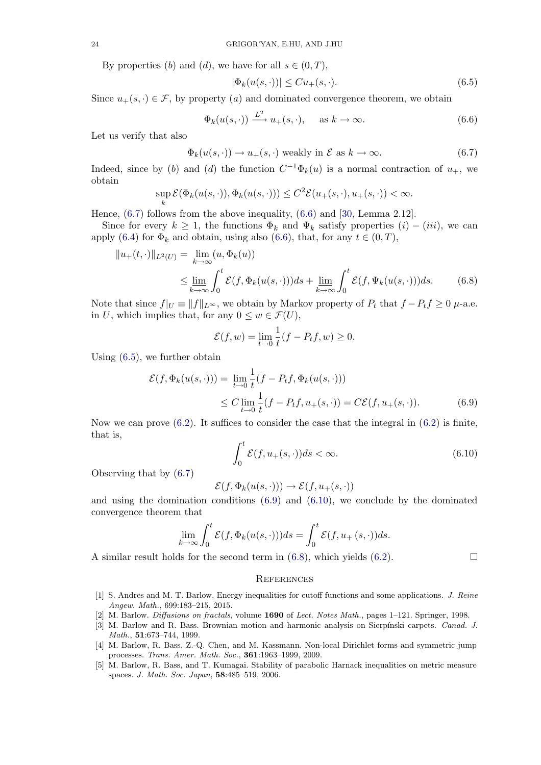By properties $(b)$ and $(d)$, we have for all $s \in (0,T)$,

$$|\Phi_k(u(s,\cdot))| \leq Cu_+(s,\cdot). \tag{6.5}$$

Since $u_+(s,\cdot) \in \mathcal{F}$, by property $(a)$ and dominated convergence theorem, we obtain

$$\Phi_k(u(s,\cdot)) \xrightarrow{L^2} u_+(s,\cdot), \quad \text{ as } k \to \infty. \tag{6.6}$$

Let us verify that also

$$\Phi_k(u(s,\cdot)) \to u_+(s,\cdot) \text{ weakly in } \mathcal{E} \text{ as } k \to \infty. \tag{6.7}$$

Indeed, since by $(b)$ and $(d)$ the function $C^{-1}\Phi_k(u)$ is a normal contraction of $u_+$, we obtain

$$\sup_k \mathcal{E}(\Phi_k(u(s,\cdot)), \Phi_k(u(s,\cdot))) \leq C^2 \mathcal{E}(u_+(s,\cdot), u_+(s,\cdot)) < \infty.$$

Hence, (6.7) follows from the above inequality, (6.6) and [30, Lemma 2.12].

Since for every $k \geq 1$, the functions $\Phi_k$ and $\Psi_k$ satisfy properties $(i)-(iii)$, we can apply (6.4) for $\Phi_k$ and obtain, using also (6.6), that, for any $t \in (0,T)$,

$$\begin{aligned}
\|u_+(t,\cdot)\|_{L^2(U)} &= \lim_{k\to\infty} (u, \Phi_k(u)) \\
&\leq \varliminf_{k\to\infty} \int_0^t \mathcal{E}(f, \Phi_k(u(s,\cdot)))ds + \varlimsup_{k\to\infty} \int_0^t \mathcal{E}(f, \Psi_k(u(s,\cdot)))ds.
\end{aligned} \tag{6.8}$$

Note that since $f|_U \equiv \|f\|_{L^\infty}$, we obtain by Markov property of $P_t$ that $f - P_t f \geq 0$ $\mu$-a.e. in $U$, which implies that, for any $0 \leq w \in \mathcal{F}(U)$,

$$\mathcal{E}(f, w) = \lim_{t\to 0} \frac{1}{t}(f - P_t f, w) \geq 0.$$

Using (6.5), we further obtain

$$\begin{aligned}
\mathcal{E}(f, \Phi_k(u(s,\cdot))) &= \lim_{t\to 0} \frac{1}{t}(f - P_t f, \Phi_k(u(s,\cdot))) \\
&\leq C \lim_{t\to 0} \frac{1}{t}(f - P_t f, u_+(s,\cdot)) = C\mathcal{E}(f, u_+(s,\cdot)).
\end{aligned} \tag{6.9}$$

Now we can prove (6.2). It suffices to consider the case that the integral in (6.2) is finite, that is,

$$\int_0^t \mathcal{E}(f, u_+(s,\cdot))ds < \infty. \tag{6.10}$$

Observing that by (6.7)

$$\mathcal{E}(f, \Phi_k(u(s,\cdot))) \to \mathcal{E}(f, u_+(s,\cdot))$$

and using the domination conditions (6.9) and (6.10), we conclude by the dominated convergence theorem that

$$\lim_{k\to\infty} \int_0^t \mathcal{E}(f, \Phi_k(u(s,\cdot)))ds = \int_0^t \mathcal{E}(f, u_+(s,\cdot))ds.$$

A similar result holds for the second term in (6.8), which yields (6.2). $\square$

## References

[1] S. Andres and M. T. Barlow. Energy inequalities for cutoff functions and some applications. *J. Reine Angew. Math.*, 699:183–215, 2015.

[2] M. Barlow. *Diffusions on fractals*, volume **1690** of *Lect. Notes Math.*, pages 1–121. Springer, 1998.

[3] M. Barlow and R. Bass. Brownian motion and harmonic analysis on Sierpínski carpets. *Canad. J. Math.*, **51**:673–744, 1999.

[4] M. Barlow, R. Bass, Z.-Q. Chen, and M. Kassmann. Non-local Dirichlet forms and symmetric jump processes. *Trans. Amer. Math. Soc.*, **361**:1963–1999, 2009.

[5] M. Barlow, R. Bass, and T. Kumagai. Stability of parabolic Harnack inequalities on metric measure spaces. *J. Math. Soc. Japan*, **58**:485–519, 2006.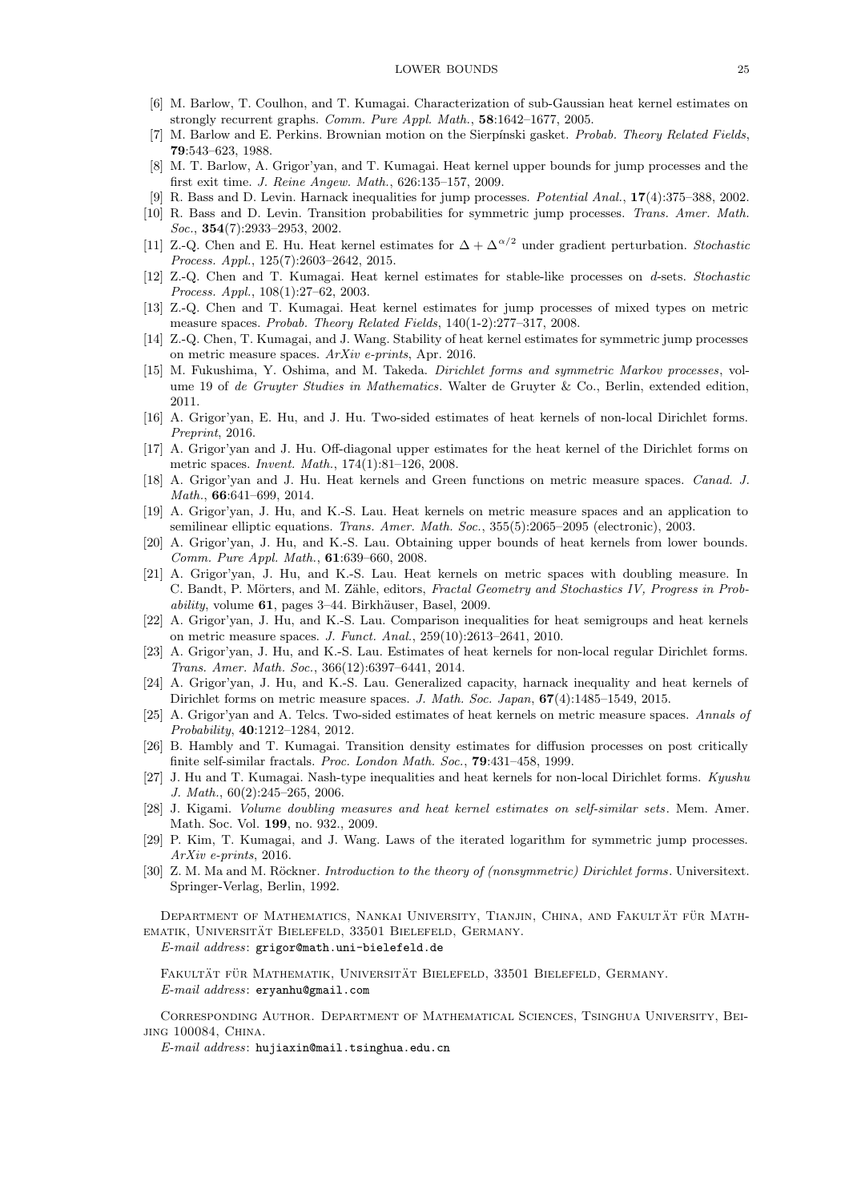[6] M. Barlow, T. Coulhon, and T. Kumagai. Characterization of sub-Gaussian heat kernel estimates on strongly recurrent graphs. *Comm. Pure Appl. Math.*, **58**:1642–1677, 2005.

[7] M. Barlow and E. Perkins. Brownian motion on the Sierpínski gasket. *Probab. Theory Related Fields*, **79**:543–623, 1988.

[8] M. T. Barlow, A. Grigor'yan, and T. Kumagai. Heat kernel upper bounds for jump processes and the first exit time. *J. Reine Angew. Math.*, 626:135–157, 2009.

[9] R. Bass and D. Levin. Harnack inequalities for jump processes. *Potential Anal.*, **17**(4):375–388, 2002.

[10] R. Bass and D. Levin. Transition probabilities for symmetric jump processes. *Trans. Amer. Math. Soc.*, **354**(7):2933–2953, 2002.

[11] Z.-Q. Chen and E. Hu. Heat kernel estimates for $\Delta + \Delta^{\alpha/2}$ under gradient perturbation. *Stochastic Process. Appl.*, 125(7):2603–2642, 2015.

[12] Z.-Q. Chen and T. Kumagai. Heat kernel estimates for stable-like processes on $d$-sets. *Stochastic Process. Appl.*, 108(1):27–62, 2003.

[13] Z.-Q. Chen and T. Kumagai. Heat kernel estimates for jump processes of mixed types on metric measure spaces. *Probab. Theory Related Fields*, 140(1-2):277–317, 2008.

[14] Z.-Q. Chen, T. Kumagai, and J. Wang. Stability of heat kernel estimates for symmetric jump processes on metric measure spaces. *ArXiv e-prints*, Apr. 2016.

[15] M. Fukushima, Y. Oshima, and M. Takeda. *Dirichlet forms and symmetric Markov processes*, volume 19 of *de Gruyter Studies in Mathematics*. Walter de Gruyter & Co., Berlin, extended edition, 2011.

[16] A. Grigor'yan, E. Hu, and J. Hu. Two-sided estimates of heat kernels of non-local Dirichlet forms. *Preprint*, 2016.

[17] A. Grigor'yan and J. Hu. Off-diagonal upper estimates for the heat kernel of the Dirichlet forms on metric spaces. *Invent. Math.*, 174(1):81–126, 2008.

[18] A. Grigor'yan and J. Hu. Heat kernels and Green functions on metric measure spaces. *Canad. J. Math.*, **66**:641–699, 2014.

[19] A. Grigor'yan, J. Hu, and K.-S. Lau. Heat kernels on metric measure spaces and an application to semilinear elliptic equations. *Trans. Amer. Math. Soc.*, 355(5):2065–2095 (electronic), 2003.

[20] A. Grigor'yan, J. Hu, and K.-S. Lau. Obtaining upper bounds of heat kernels from lower bounds. *Comm. Pure Appl. Math.*, **61**:639–660, 2008.

[21] A. Grigor'yan, J. Hu, and K.-S. Lau. Heat kernels on metric spaces with doubling measure. In C. Bandt, P. Mörters, and M. Zähle, editors, *Fractal Geometry and Stochastics IV, Progress in Probability*, volume **61**, pages 3–44. Birkhäuser, Basel, 2009.

[22] A. Grigor'yan, J. Hu, and K.-S. Lau. Comparison inequalities for heat semigroups and heat kernels on metric measure spaces. *J. Funct. Anal.*, 259(10):2613–2641, 2010.

[23] A. Grigor'yan, J. Hu, and K.-S. Lau. Estimates of heat kernels for non-local regular Dirichlet forms. *Trans. Amer. Math. Soc.*, 366(12):6397–6441, 2014.

[24] A. Grigor'yan, J. Hu, and K.-S. Lau. Generalized capacity, harnack inequality and heat kernels of Dirichlet forms on metric measure spaces. *J. Math. Soc. Japan*, **67**(4):1485–1549, 2015.

[25] A. Grigor'yan and A. Telcs. Two-sided estimates of heat kernels on metric measure spaces. *Annals of Probability*, **40**:1212–1284, 2012.

[26] B. Hambly and T. Kumagai. Transition density estimates for diffusion processes on post critically finite self-similar fractals. *Proc. London Math. Soc.*, **79**:431–458, 1999.

[27] J. Hu and T. Kumagai. Nash-type inequalities and heat kernels for non-local Dirichlet forms. *Kyushu J. Math.*, 60(2):245–265, 2006.

[28] J. Kigami. *Volume doubling measures and heat kernel estimates on self-similar sets*. Mem. Amer. Math. Soc. Vol. **199**, no. 932., 2009.

[29] P. Kim, T. Kumagai, and J. Wang. Laws of the iterated logarithm for symmetric jump processes. *ArXiv e-prints*, 2016.

[30] Z. M. Ma and M. Röckner. *Introduction to the theory of (nonsymmetric) Dirichlet forms*. Universitext. Springer-Verlag, Berlin, 1992.

Department of Mathematics, Nankai University, Tianjin, China, and Fakultät für Mathematik, Universität Bielefeld, 33501 Bielefeld, Germany.
*E-mail address*: grigor@math.uni-bielefeld.de

Fakultät für Mathematik, Universität Bielefeld, 33501 Bielefeld, Germany.
*E-mail address*: eryanhu@gmail.com

Corresponding Author. Department of Mathematical Sciences, Tsinghua University, Beijing 100084, China.
*E-mail address*: hujiaxin@mail.tsinghua.edu.cn